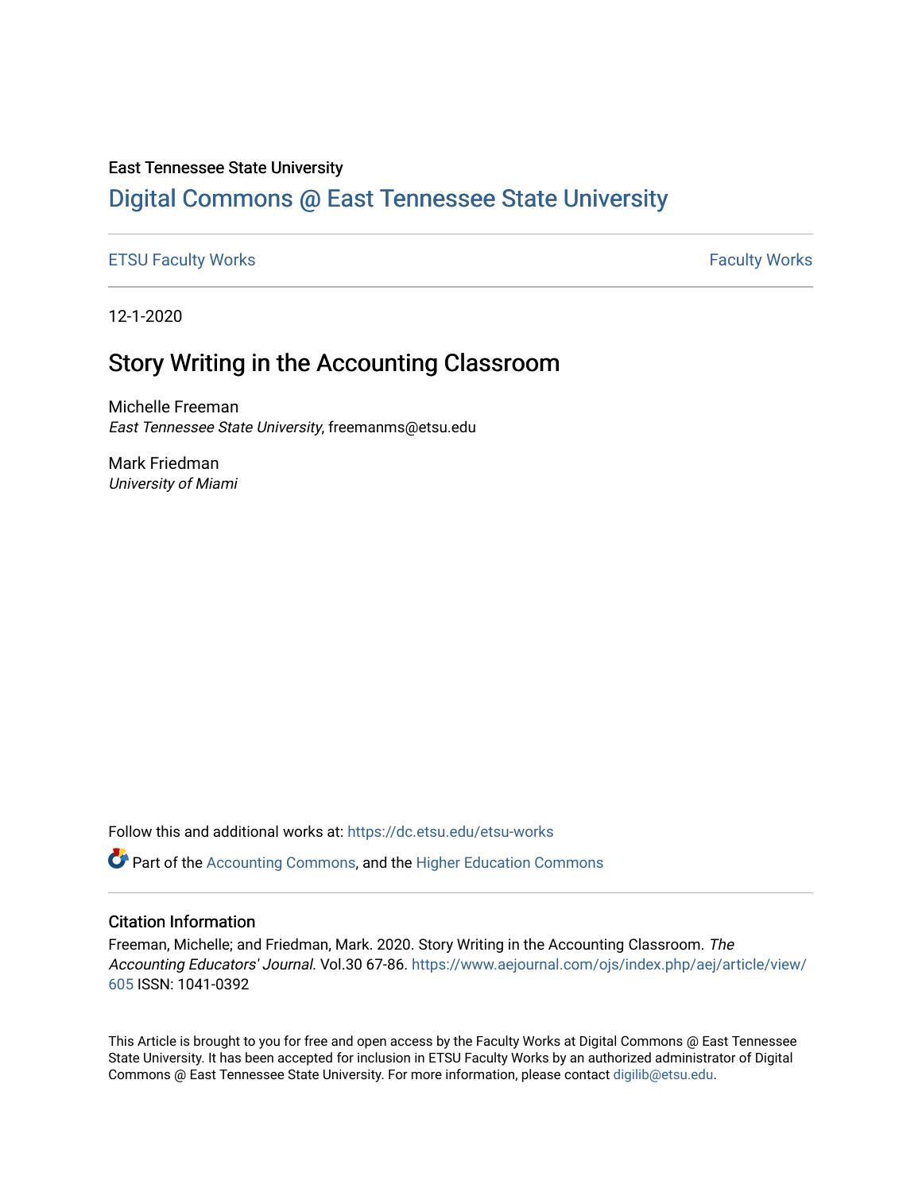East Tennessee State University

# Digital Commons @ East Tennessee State University

ETSU Faculty Works | Faculty Works

12-1-2020

## Story Writing in the Accounting Classroom

Michelle Freeman
*East Tennessee State University*, freemanms@etsu.edu

Mark Friedman
*University of Miami*

Follow this and additional works at: https://dc.etsu.edu/etsu-works

Part of the Accounting Commons, and the Higher Education Commons

### Citation Information

Freeman, Michelle; and Friedman, Mark. 2020. Story Writing in the Accounting Classroom. *The Accounting Educators' Journal*. Vol.30 67-86. https://www.aejournal.com/ojs/index.php/aej/article/view/605 ISSN: 1041-0392

This Article is brought to you for free and open access by the Faculty Works at Digital Commons @ East Tennessee State University. It has been accepted for inclusion in ETSU Faculty Works by an authorized administrator of Digital Commons @ East Tennessee State University. For more information, please contact digilib@etsu.edu.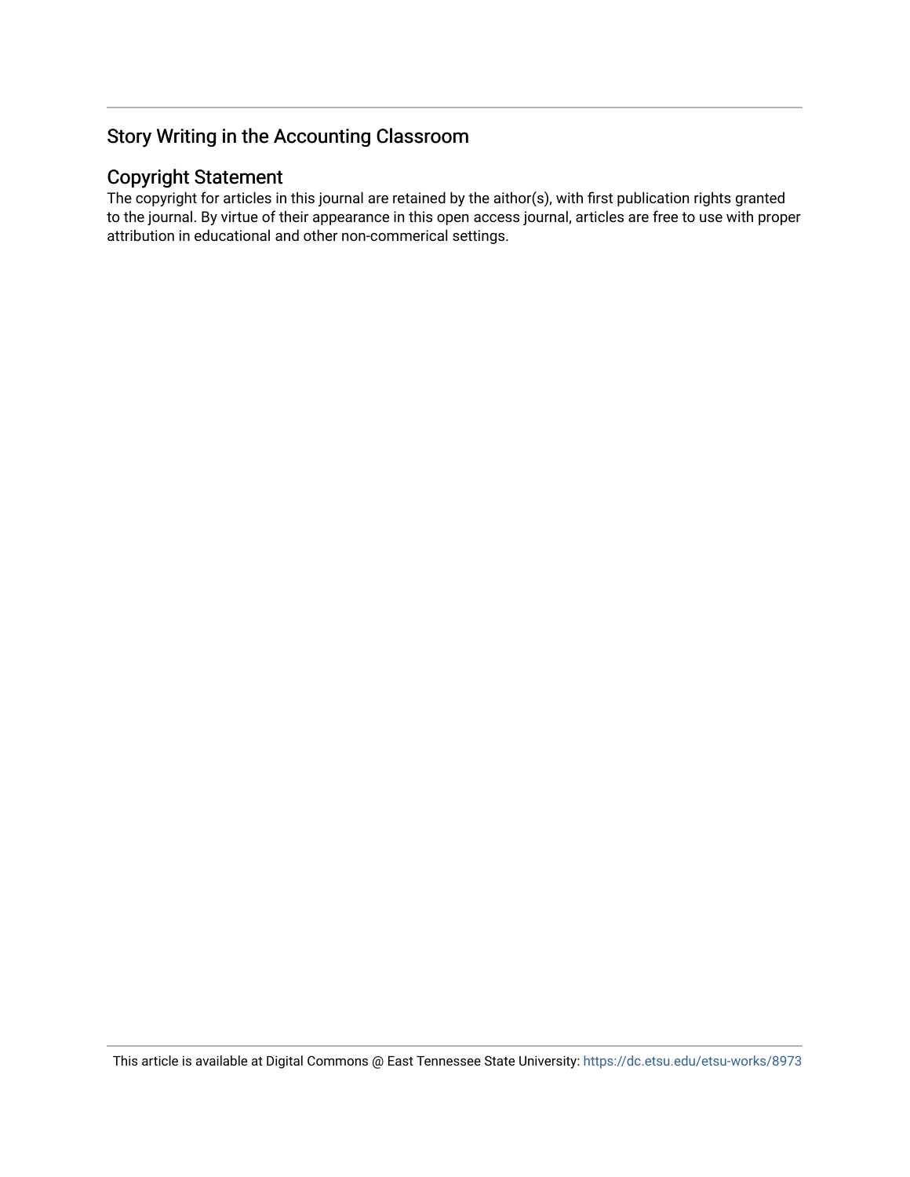## Story Writing in the Accounting Classroom

### Copyright Statement

The copyright for articles in this journal are retained by the aithor(s), with first publication rights granted to the journal. By virtue of their appearance in this open access journal, articles are free to use with proper attribution in educational and other non-commerical settings.

This article is available at Digital Commons @ East Tennessee State University: https://dc.etsu.edu/etsu-works/8973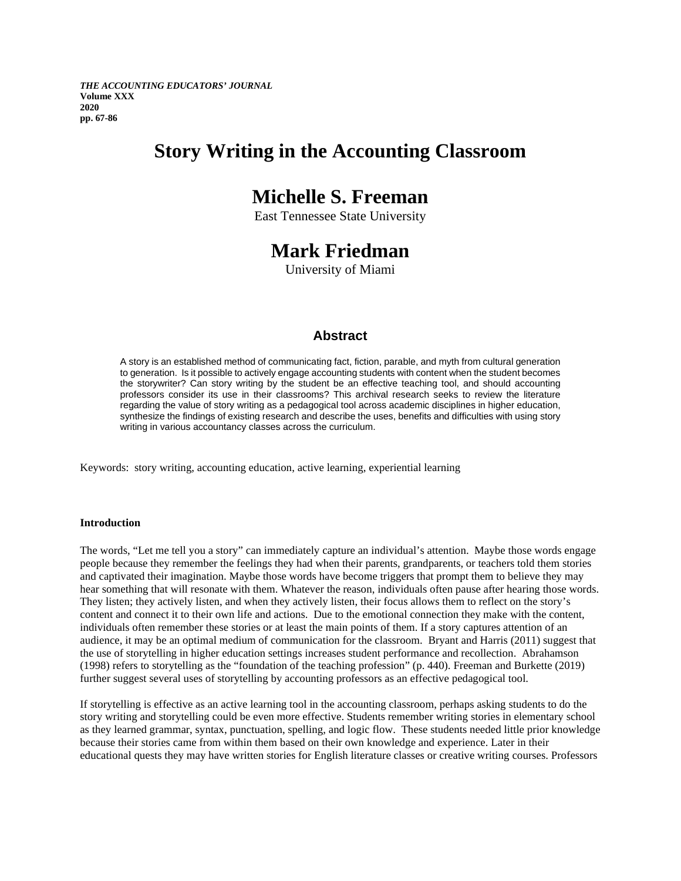# Story Writing in the Accounting Classroom

## Michelle S. Freeman

East Tennessee State University

## Mark Friedman

University of Miami

### Abstract

A story is an established method of communicating fact, fiction, parable, and myth from cultural generation to generation. Is it possible to actively engage accounting students with content when the student becomes the storywriter? Can story writing by the student be an effective teaching tool, and should accounting professors consider its use in their classrooms? This archival research seeks to review the literature regarding the value of story writing as a pedagogical tool across academic disciplines in higher education, synthesize the findings of existing research and describe the uses, benefits and difficulties with using story writing in various accountancy classes across the curriculum.

Keywords: story writing, accounting education, active learning, experiential learning

**Introduction**

The words, "Let me tell you a story" can immediately capture an individual's attention. Maybe those words engage people because they remember the feelings they had when their parents, grandparents, or teachers told them stories and captivated their imagination. Maybe those words have become triggers that prompt them to believe they may hear something that will resonate with them. Whatever the reason, individuals often pause after hearing those words. They listen; they actively listen, and when they actively listen, their focus allows them to reflect on the story's content and connect it to their own life and actions. Due to the emotional connection they make with the content, individuals often remember these stories or at least the main points of them. If a story captures attention of an audience, it may be an optimal medium of communication for the classroom. Bryant and Harris (2011) suggest that the use of storytelling in higher education settings increases student performance and recollection. Abrahamson (1998) refers to storytelling as the "foundation of the teaching profession" (p. 440). Freeman and Burkette (2019) further suggest several uses of storytelling by accounting professors as an effective pedagogical tool.

If storytelling is effective as an active learning tool in the accounting classroom, perhaps asking students to do the story writing and storytelling could be even more effective. Students remember writing stories in elementary school as they learned grammar, syntax, punctuation, spelling, and logic flow. These students needed little prior knowledge because their stories came from within them based on their own knowledge and experience. Later in their educational quests they may have written stories for English literature classes or creative writing courses. Professors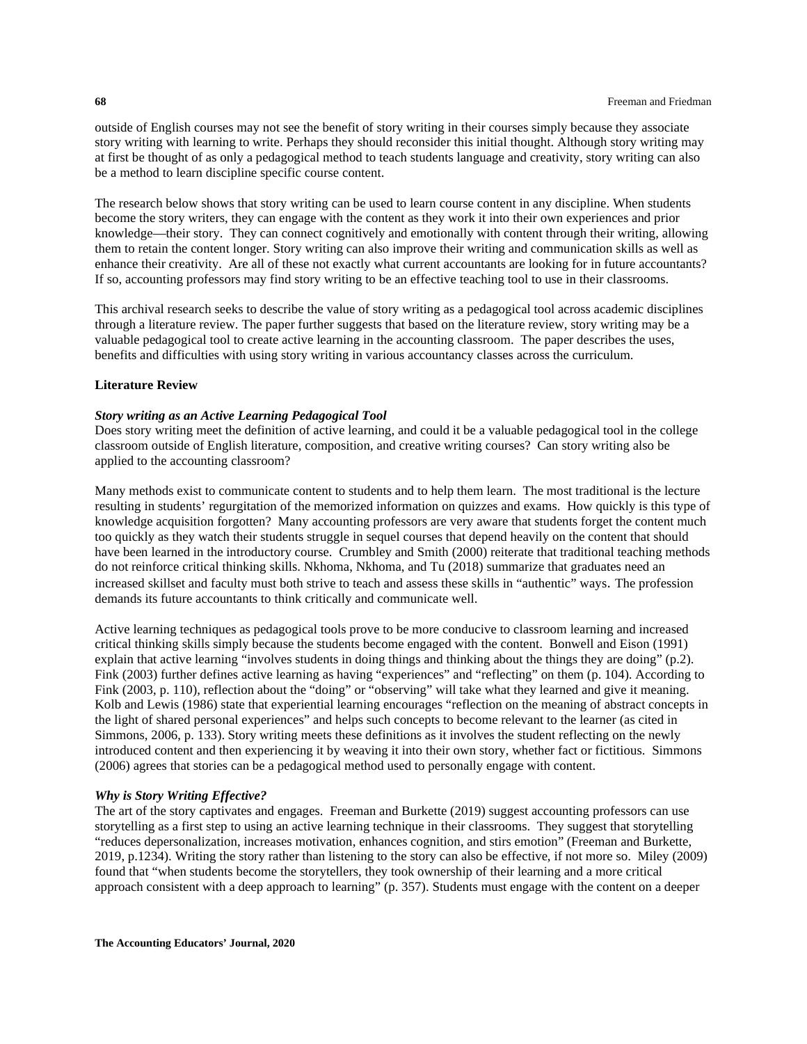outside of English courses may not see the benefit of story writing in their courses simply because they associate story writing with learning to write. Perhaps they should reconsider this initial thought. Although story writing may at first be thought of as only a pedagogical method to teach students language and creativity, story writing can also be a method to learn discipline specific course content.

The research below shows that story writing can be used to learn course content in any discipline. When students become the story writers, they can engage with the content as they work it into their own experiences and prior knowledge—their story. They can connect cognitively and emotionally with content through their writing, allowing them to retain the content longer. Story writing can also improve their writing and communication skills as well as enhance their creativity. Are all of these not exactly what current accountants are looking for in future accountants? If so, accounting professors may find story writing to be an effective teaching tool to use in their classrooms.

This archival research seeks to describe the value of story writing as a pedagogical tool across academic disciplines through a literature review. The paper further suggests that based on the literature review, story writing may be a valuable pedagogical tool to create active learning in the accounting classroom. The paper describes the uses, benefits and difficulties with using story writing in various accountancy classes across the curriculum.

## Literature Review

### *Story writing as an Active Learning Pedagogical Tool*

Does story writing meet the definition of active learning, and could it be a valuable pedagogical tool in the college classroom outside of English literature, composition, and creative writing courses? Can story writing also be applied to the accounting classroom?

Many methods exist to communicate content to students and to help them learn. The most traditional is the lecture resulting in students' regurgitation of the memorized information on quizzes and exams. How quickly is this type of knowledge acquisition forgotten? Many accounting professors are very aware that students forget the content much too quickly as they watch their students struggle in sequel courses that depend heavily on the content that should have been learned in the introductory course. Crumbley and Smith (2000) reiterate that traditional teaching methods do not reinforce critical thinking skills. Nkhoma, Nkhoma, and Tu (2018) summarize that graduates need an increased skillset and faculty must both strive to teach and assess these skills in "authentic" ways. The profession demands its future accountants to think critically and communicate well.

Active learning techniques as pedagogical tools prove to be more conducive to classroom learning and increased critical thinking skills simply because the students become engaged with the content. Bonwell and Eison (1991) explain that active learning "involves students in doing things and thinking about the things they are doing" (p.2). Fink (2003) further defines active learning as having "experiences" and "reflecting" on them (p. 104). According to Fink (2003, p. 110), reflection about the "doing" or "observing" will take what they learned and give it meaning. Kolb and Lewis (1986) state that experiential learning encourages "reflection on the meaning of abstract concepts in the light of shared personal experiences" and helps such concepts to become relevant to the learner (as cited in Simmons, 2006, p. 133). Story writing meets these definitions as it involves the student reflecting on the newly introduced content and then experiencing it by weaving it into their own story, whether fact or fictitious. Simmons (2006) agrees that stories can be a pedagogical method used to personally engage with content.

### *Why is Story Writing Effective?*

The art of the story captivates and engages. Freeman and Burkette (2019) suggest accounting professors can use storytelling as a first step to using an active learning technique in their classrooms. They suggest that storytelling "reduces depersonalization, increases motivation, enhances cognition, and stirs emotion" (Freeman and Burkette, 2019, p.1234). Writing the story rather than listening to the story can also be effective, if not more so. Miley (2009) found that "when students become the storytellers, they took ownership of their learning and a more critical approach consistent with a deep approach to learning" (p. 357). Students must engage with the content on a deeper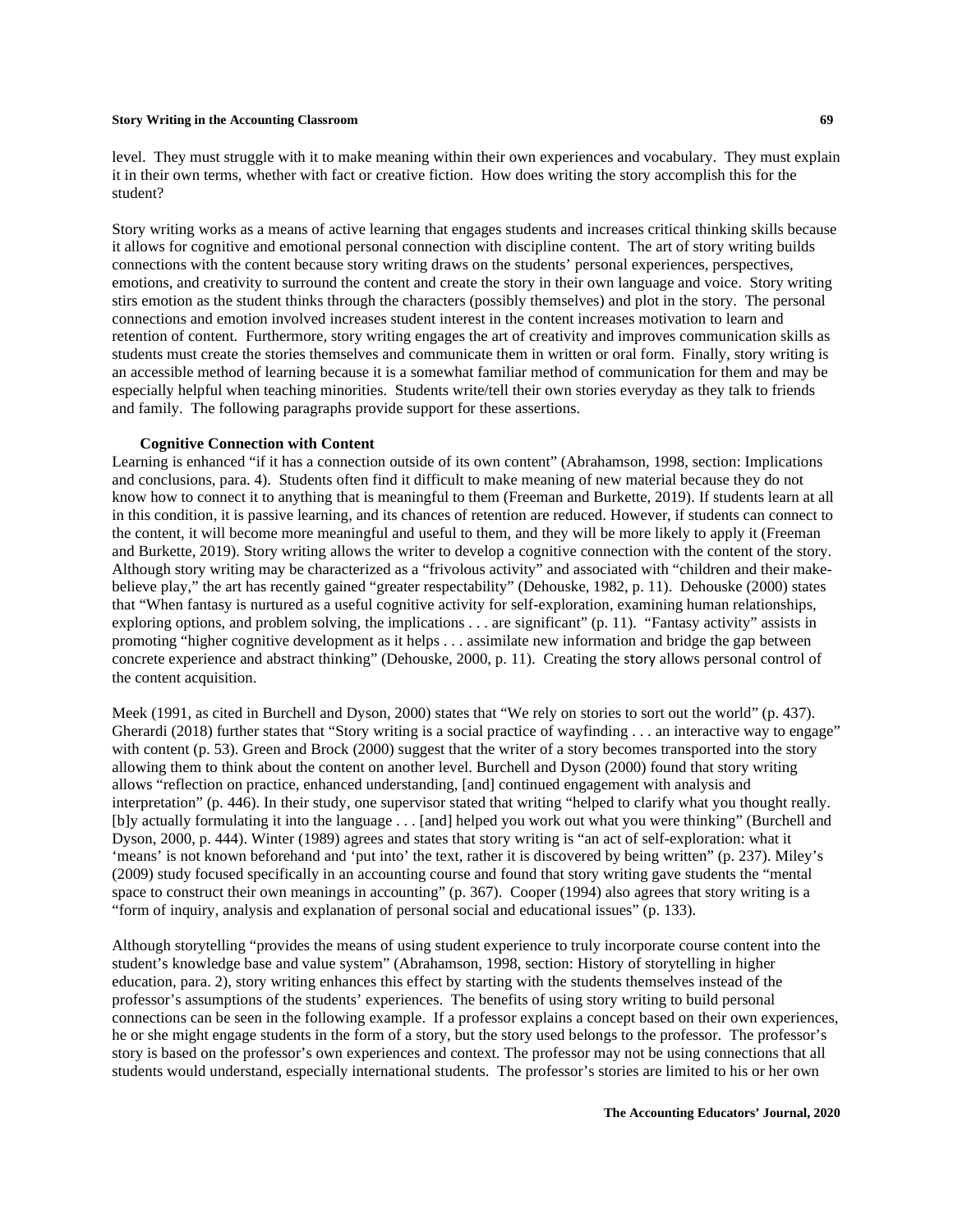level. They must struggle with it to make meaning within their own experiences and vocabulary. They must explain it in their own terms, whether with fact or creative fiction. How does writing the story accomplish this for the student?

Story writing works as a means of active learning that engages students and increases critical thinking skills because it allows for cognitive and emotional personal connection with discipline content. The art of story writing builds connections with the content because story writing draws on the students' personal experiences, perspectives, emotions, and creativity to surround the content and create the story in their own language and voice. Story writing stirs emotion as the student thinks through the characters (possibly themselves) and plot in the story. The personal connections and emotion involved increases student interest in the content increases motivation to learn and retention of content. Furthermore, story writing engages the art of creativity and improves communication skills as students must create the stories themselves and communicate them in written or oral form. Finally, story writing is an accessible method of learning because it is a somewhat familiar method of communication for them and may be especially helpful when teaching minorities. Students write/tell their own stories everyday as they talk to friends and family. The following paragraphs provide support for these assertions.

### Cognitive Connection with Content

Learning is enhanced "if it has a connection outside of its own content" (Abrahamson, 1998, section: Implications and conclusions, para. 4). Students often find it difficult to make meaning of new material because they do not know how to connect it to anything that is meaningful to them (Freeman and Burkette, 2019). If students learn at all in this condition, it is passive learning, and its chances of retention are reduced. However, if students can connect to the content, it will become more meaningful and useful to them, and they will be more likely to apply it (Freeman and Burkette, 2019). Story writing allows the writer to develop a cognitive connection with the content of the story. Although story writing may be characterized as a "frivolous activity" and associated with "children and their make-believe play," the art has recently gained "greater respectability" (Dehouske, 1982, p. 11). Dehouske (2000) states that "When fantasy is nurtured as a useful cognitive activity for self-exploration, examining human relationships, exploring options, and problem solving, the implications . . . are significant" (p. 11). "Fantasy activity" assists in promoting "higher cognitive development as it helps . . . assimilate new information and bridge the gap between concrete experience and abstract thinking" (Dehouske, 2000, p. 11). Creating the story allows personal control of the content acquisition.

Meek (1991, as cited in Burchell and Dyson, 2000) states that "We rely on stories to sort out the world" (p. 437). Gherardi (2018) further states that "Story writing is a social practice of wayfinding . . . an interactive way to engage" with content (p. 53). Green and Brock (2000) suggest that the writer of a story becomes transported into the story allowing them to think about the content on another level. Burchell and Dyson (2000) found that story writing allows "reflection on practice, enhanced understanding, [and] continued engagement with analysis and interpretation" (p. 446). In their study, one supervisor stated that writing "helped to clarify what you thought really. [b]y actually formulating it into the language . . . [and] helped you work out what you were thinking" (Burchell and Dyson, 2000, p. 444). Winter (1989) agrees and states that story writing is "an act of self-exploration: what it 'means' is not known beforehand and 'put into' the text, rather it is discovered by being written" (p. 237). Miley's (2009) study focused specifically in an accounting course and found that story writing gave students the "mental space to construct their own meanings in accounting" (p. 367). Cooper (1994) also agrees that story writing is a "form of inquiry, analysis and explanation of personal social and educational issues" (p. 133).

Although storytelling "provides the means of using student experience to truly incorporate course content into the student's knowledge base and value system" (Abrahamson, 1998, section: History of storytelling in higher education, para. 2), story writing enhances this effect by starting with the students themselves instead of the professor's assumptions of the students' experiences. The benefits of using story writing to build personal connections can be seen in the following example. If a professor explains a concept based on their own experiences, he or she might engage students in the form of a story, but the story used belongs to the professor. The professor's story is based on the professor's own experiences and context. The professor may not be using connections that all students would understand, especially international students. The professor's stories are limited to his or her own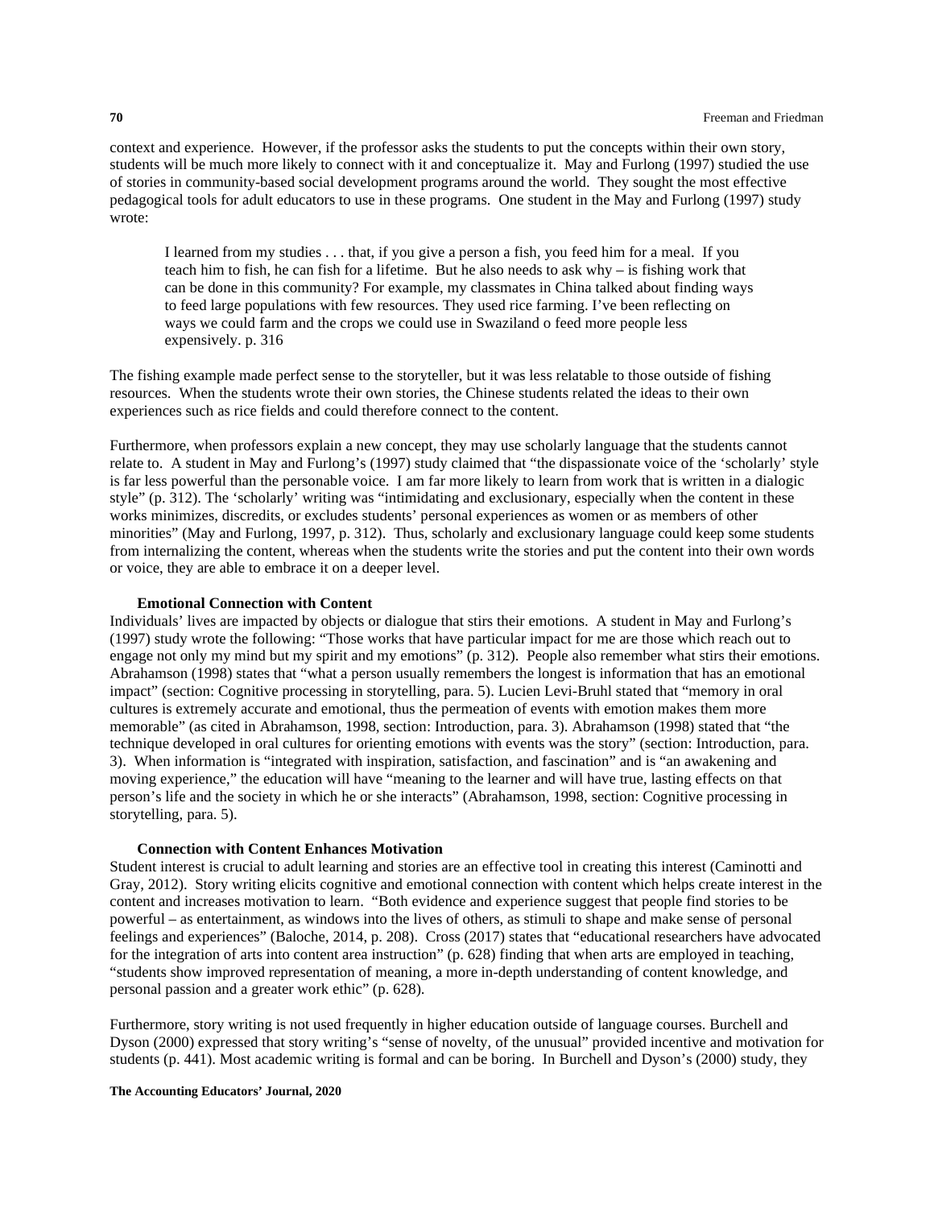context and experience. However, if the professor asks the students to put the concepts within their own story, students will be much more likely to connect with it and conceptualize it. May and Furlong (1997) studied the use of stories in community-based social development programs around the world. They sought the most effective pedagogical tools for adult educators to use in these programs. One student in the May and Furlong (1997) study wrote:

> I learned from my studies . . . that, if you give a person a fish, you feed him for a meal. If you teach him to fish, he can fish for a lifetime. But he also needs to ask why – is fishing work that can be done in this community? For example, my classmates in China talked about finding ways to feed large populations with few resources. They used rice farming. I've been reflecting on ways we could farm and the crops we could use in Swaziland o feed more people less expensively. p. 316

The fishing example made perfect sense to the storyteller, but it was less relatable to those outside of fishing resources. When the students wrote their own stories, the Chinese students related the ideas to their own experiences such as rice fields and could therefore connect to the content.

Furthermore, when professors explain a new concept, they may use scholarly language that the students cannot relate to. A student in May and Furlong's (1997) study claimed that "the dispassionate voice of the 'scholarly' style is far less powerful than the personable voice. I am far more likely to learn from work that is written in a dialogic style" (p. 312). The 'scholarly' writing was "intimidating and exclusionary, especially when the content in these works minimizes, discredits, or excludes students' personal experiences as women or as members of other minorities" (May and Furlong, 1997, p. 312). Thus, scholarly and exclusionary language could keep some students from internalizing the content, whereas when the students write the stories and put the content into their own words or voice, they are able to embrace it on a deeper level.

### Emotional Connection with Content

Individuals' lives are impacted by objects or dialogue that stirs their emotions. A student in May and Furlong's (1997) study wrote the following: "Those works that have particular impact for me are those which reach out to engage not only my mind but my spirit and my emotions" (p. 312). People also remember what stirs their emotions. Abrahamson (1998) states that "what a person usually remembers the longest is information that has an emotional impact" (section: Cognitive processing in storytelling, para. 5). Lucien Levi-Bruhl stated that "memory in oral cultures is extremely accurate and emotional, thus the permeation of events with emotion makes them more memorable" (as cited in Abrahamson, 1998, section: Introduction, para. 3). Abrahamson (1998) stated that "the technique developed in oral cultures for orienting emotions with events was the story" (section: Introduction, para. 3). When information is "integrated with inspiration, satisfaction, and fascination" and is "an awakening and moving experience," the education will have "meaning to the learner and will have true, lasting effects on that person's life and the society in which he or she interacts" (Abrahamson, 1998, section: Cognitive processing in storytelling, para. 5).

### Connection with Content Enhances Motivation

Student interest is crucial to adult learning and stories are an effective tool in creating this interest (Caminotti and Gray, 2012). Story writing elicits cognitive and emotional connection with content which helps create interest in the content and increases motivation to learn. "Both evidence and experience suggest that people find stories to be powerful – as entertainment, as windows into the lives of others, as stimuli to shape and make sense of personal feelings and experiences" (Baloche, 2014, p. 208). Cross (2017) states that "educational researchers have advocated for the integration of arts into content area instruction" (p. 628) finding that when arts are employed in teaching, "students show improved representation of meaning, a more in-depth understanding of content knowledge, and personal passion and a greater work ethic" (p. 628).

Furthermore, story writing is not used frequently in higher education outside of language courses. Burchell and Dyson (2000) expressed that story writing's "sense of novelty, of the unusual" provided incentive and motivation for students (p. 441). Most academic writing is formal and can be boring. In Burchell and Dyson's (2000) study, they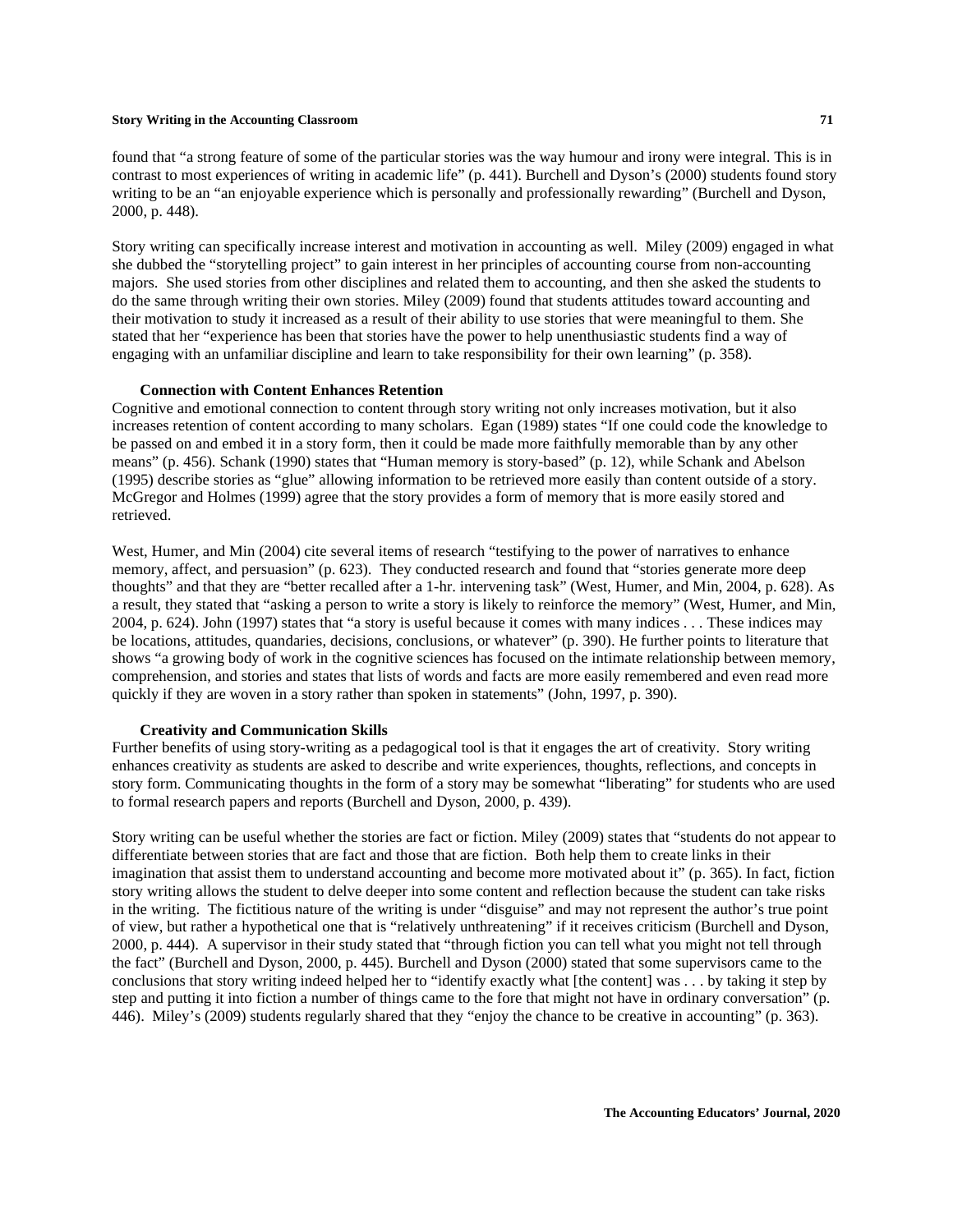found that "a strong feature of some of the particular stories was the way humour and irony were integral. This is in contrast to most experiences of writing in academic life" (p. 441). Burchell and Dyson's (2000) students found story writing to be an "an enjoyable experience which is personally and professionally rewarding" (Burchell and Dyson, 2000, p. 448).

Story writing can specifically increase interest and motivation in accounting as well. Miley (2009) engaged in what she dubbed the "storytelling project" to gain interest in her principles of accounting course from non-accounting majors. She used stories from other disciplines and related them to accounting, and then she asked the students to do the same through writing their own stories. Miley (2009) found that students attitudes toward accounting and their motivation to study it increased as a result of their ability to use stories that were meaningful to them. She stated that her "experience has been that stories have the power to help unenthusiastic students find a way of engaging with an unfamiliar discipline and learn to take responsibility for their own learning" (p. 358).

### Connection with Content Enhances Retention

Cognitive and emotional connection to content through story writing not only increases motivation, but it also increases retention of content according to many scholars. Egan (1989) states "If one could code the knowledge to be passed on and embed it in a story form, then it could be made more faithfully memorable than by any other means" (p. 456). Schank (1990) states that "Human memory is story-based" (p. 12), while Schank and Abelson (1995) describe stories as "glue" allowing information to be retrieved more easily than content outside of a story. McGregor and Holmes (1999) agree that the story provides a form of memory that is more easily stored and retrieved.

West, Humer, and Min (2004) cite several items of research "testifying to the power of narratives to enhance memory, affect, and persuasion" (p. 623). They conducted research and found that "stories generate more deep thoughts" and that they are "better recalled after a 1-hr. intervening task" (West, Humer, and Min, 2004, p. 628). As a result, they stated that "asking a person to write a story is likely to reinforce the memory" (West, Humer, and Min, 2004, p. 624). John (1997) states that "a story is useful because it comes with many indices . . . These indices may be locations, attitudes, quandaries, decisions, conclusions, or whatever" (p. 390). He further points to literature that shows "a growing body of work in the cognitive sciences has focused on the intimate relationship between memory, comprehension, and stories and states that lists of words and facts are more easily remembered and even read more quickly if they are woven in a story rather than spoken in statements" (John, 1997, p. 390).

### Creativity and Communication Skills

Further benefits of using story-writing as a pedagogical tool is that it engages the art of creativity. Story writing enhances creativity as students are asked to describe and write experiences, thoughts, reflections, and concepts in story form. Communicating thoughts in the form of a story may be somewhat "liberating" for students who are used to formal research papers and reports (Burchell and Dyson, 2000, p. 439).

Story writing can be useful whether the stories are fact or fiction. Miley (2009) states that "students do not appear to differentiate between stories that are fact and those that are fiction. Both help them to create links in their imagination that assist them to understand accounting and become more motivated about it" (p. 365). In fact, fiction story writing allows the student to delve deeper into some content and reflection because the student can take risks in the writing. The fictitious nature of the writing is under "disguise" and may not represent the author's true point of view, but rather a hypothetical one that is "relatively unthreatening" if it receives criticism (Burchell and Dyson, 2000, p. 444). A supervisor in their study stated that "through fiction you can tell what you might not tell through the fact" (Burchell and Dyson, 2000, p. 445). Burchell and Dyson (2000) stated that some supervisors came to the conclusions that story writing indeed helped her to "identify exactly what [the content] was . . . by taking it step by step and putting it into fiction a number of things came to the fore that might not have in ordinary conversation" (p. 446). Miley's (2009) students regularly shared that they "enjoy the chance to be creative in accounting" (p. 363).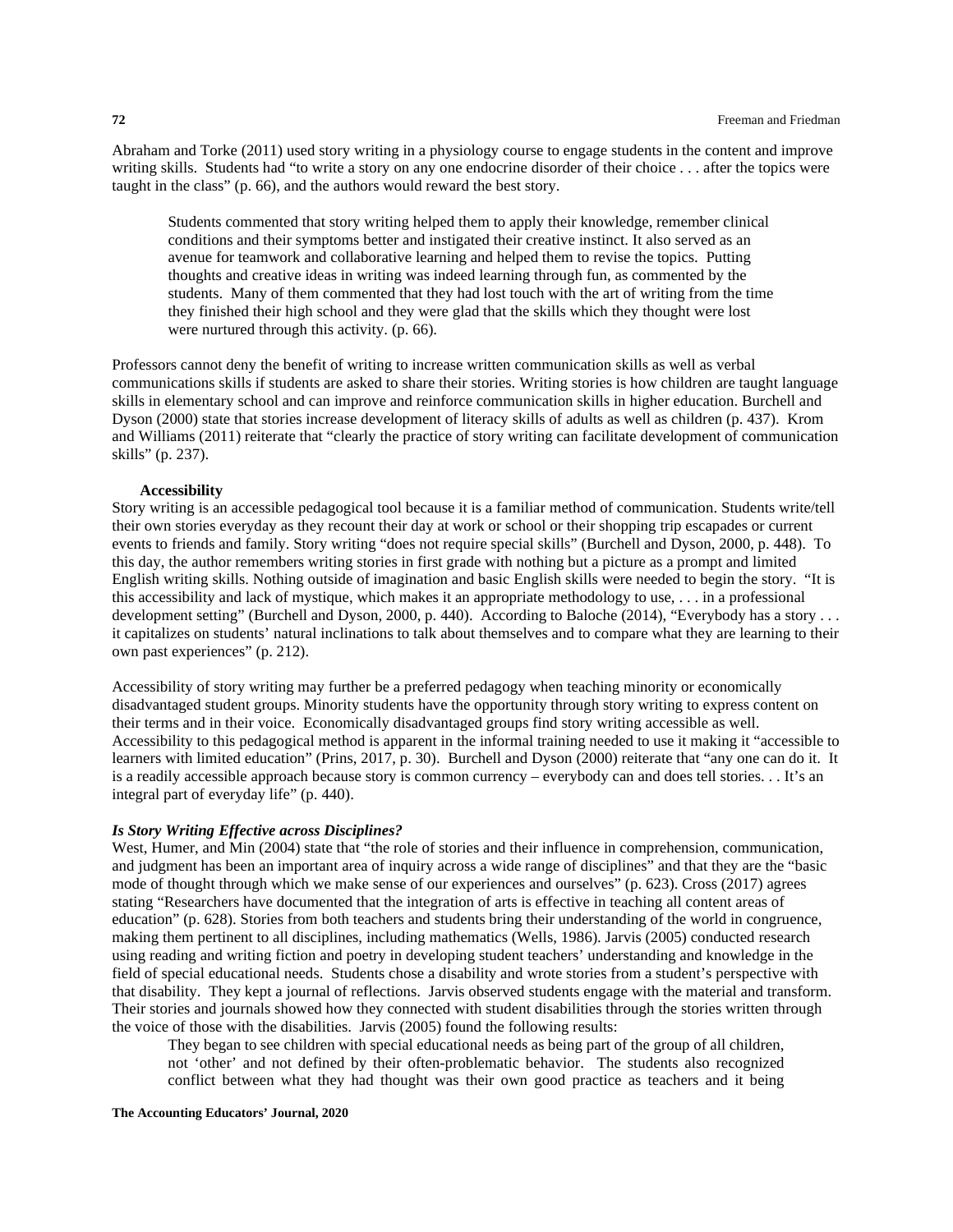Abraham and Torke (2011) used story writing in a physiology course to engage students in the content and improve writing skills. Students had "to write a story on any one endocrine disorder of their choice . . . after the topics were taught in the class" (p. 66), and the authors would reward the best story.

> Students commented that story writing helped them to apply their knowledge, remember clinical conditions and their symptoms better and instigated their creative instinct. It also served as an avenue for teamwork and collaborative learning and helped them to revise the topics. Putting thoughts and creative ideas in writing was indeed learning through fun, as commented by the students. Many of them commented that they had lost touch with the art of writing from the time they finished their high school and they were glad that the skills which they thought were lost were nurtured through this activity. (p. 66).

Professors cannot deny the benefit of writing to increase written communication skills as well as verbal communications skills if students are asked to share their stories. Writing stories is how children are taught language skills in elementary school and can improve and reinforce communication skills in higher education. Burchell and Dyson (2000) state that stories increase development of literacy skills of adults as well as children (p. 437). Krom and Williams (2011) reiterate that "clearly the practice of story writing can facilitate development of communication skills" (p. 237).

**Accessibility**

Story writing is an accessible pedagogical tool because it is a familiar method of communication. Students write/tell their own stories everyday as they recount their day at work or school or their shopping trip escapades or current events to friends and family. Story writing "does not require special skills" (Burchell and Dyson, 2000, p. 448). To this day, the author remembers writing stories in first grade with nothing but a picture as a prompt and limited English writing skills. Nothing outside of imagination and basic English skills were needed to begin the story. "It is this accessibility and lack of mystique, which makes it an appropriate methodology to use, . . . in a professional development setting" (Burchell and Dyson, 2000, p. 440). According to Baloche (2014), "Everybody has a story . . . it capitalizes on students' natural inclinations to talk about themselves and to compare what they are learning to their own past experiences" (p. 212).

Accessibility of story writing may further be a preferred pedagogy when teaching minority or economically disadvantaged student groups. Minority students have the opportunity through story writing to express content on their terms and in their voice. Economically disadvantaged groups find story writing accessible as well. Accessibility to this pedagogical method is apparent in the informal training needed to use it making it "accessible to learners with limited education" (Prins, 2017, p. 30). Burchell and Dyson (2000) reiterate that "any one can do it. It is a readily accessible approach because story is common currency – everybody can and does tell stories. . . It's an integral part of everyday life" (p. 440).

***Is Story Writing Effective across Disciplines?***

West, Humer, and Min (2004) state that "the role of stories and their influence in comprehension, communication, and judgment has been an important area of inquiry across a wide range of disciplines" and that they are the "basic mode of thought through which we make sense of our experiences and ourselves" (p. 623). Cross (2017) agrees stating "Researchers have documented that the integration of arts is effective in teaching all content areas of education" (p. 628). Stories from both teachers and students bring their understanding of the world in congruence, making them pertinent to all disciplines, including mathematics (Wells, 1986). Jarvis (2005) conducted research using reading and writing fiction and poetry in developing student teachers' understanding and knowledge in the field of special educational needs. Students chose a disability and wrote stories from a student's perspective with that disability. They kept a journal of reflections. Jarvis observed students engage with the material and transform. Their stories and journals showed how they connected with student disabilities through the stories written through the voice of those with the disabilities. Jarvis (2005) found the following results:

> They began to see children with special educational needs as being part of the group of all children, not 'other' and not defined by their often-problematic behavior. The students also recognized conflict between what they had thought was their own good practice as teachers and it being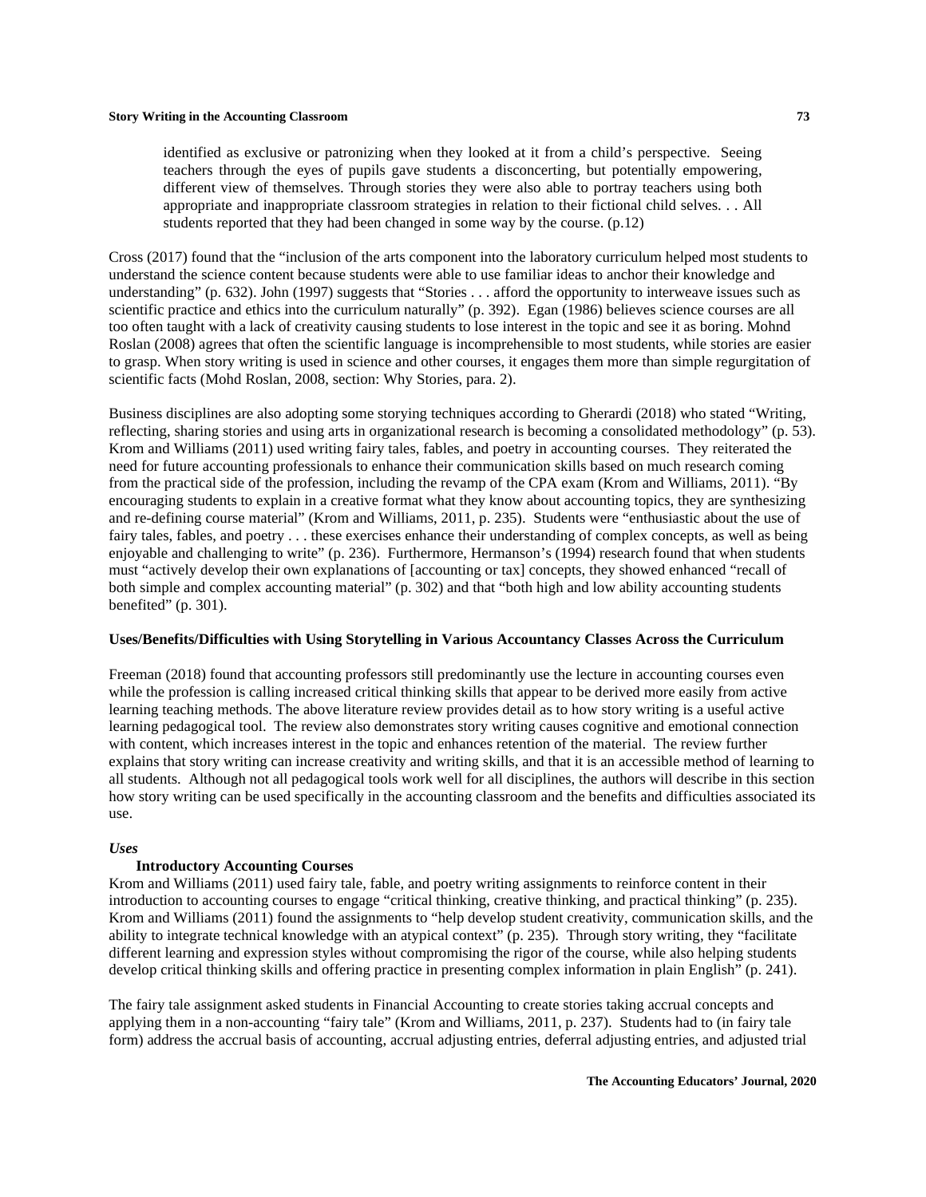> identified as exclusive or patronizing when they looked at it from a child's perspective. Seeing teachers through the eyes of pupils gave students a disconcerting, but potentially empowering, different view of themselves. Through stories they were also able to portray teachers using both appropriate and inappropriate classroom strategies in relation to their fictional child selves. . . All students reported that they had been changed in some way by the course. (p.12)

Cross (2017) found that the "inclusion of the arts component into the laboratory curriculum helped most students to understand the science content because students were able to use familiar ideas to anchor their knowledge and understanding" (p. 632). John (1997) suggests that "Stories . . . afford the opportunity to interweave issues such as scientific practice and ethics into the curriculum naturally" (p. 392). Egan (1986) believes science courses are all too often taught with a lack of creativity causing students to lose interest in the topic and see it as boring. Mohnd Roslan (2008) agrees that often the scientific language is incomprehensible to most students, while stories are easier to grasp. When story writing is used in science and other courses, it engages them more than simple regurgitation of scientific facts (Mohd Roslan, 2008, section: Why Stories, para. 2).

Business disciplines are also adopting some storying techniques according to Gherardi (2018) who stated "Writing, reflecting, sharing stories and using arts in organizational research is becoming a consolidated methodology" (p. 53). Krom and Williams (2011) used writing fairy tales, fables, and poetry in accounting courses. They reiterated the need for future accounting professionals to enhance their communication skills based on much research coming from the practical side of the profession, including the revamp of the CPA exam (Krom and Williams, 2011). "By encouraging students to explain in a creative format what they know about accounting topics, they are synthesizing and re-defining course material" (Krom and Williams, 2011, p. 235). Students were "enthusiastic about the use of fairy tales, fables, and poetry . . . these exercises enhance their understanding of complex concepts, as well as being enjoyable and challenging to write" (p. 236). Furthermore, Hermanson's (1994) research found that when students must "actively develop their own explanations of [accounting or tax] concepts, they showed enhanced "recall of both simple and complex accounting material" (p. 302) and that "both high and low ability accounting students benefited" (p. 301).

**Uses/Benefits/Difficulties with Using Storytelling in Various Accountancy Classes Across the Curriculum**

Freeman (2018) found that accounting professors still predominantly use the lecture in accounting courses even while the profession is calling increased critical thinking skills that appear to be derived more easily from active learning teaching methods. The above literature review provides detail as to how story writing is a useful active learning pedagogical tool. The review also demonstrates story writing causes cognitive and emotional connection with content, which increases interest in the topic and enhances retention of the material. The review further explains that story writing can increase creativity and writing skills, and that it is an accessible method of learning to all students. Although not all pedagogical tools work well for all disciplines, the authors will describe in this section how story writing can be used specifically in the accounting classroom and the benefits and difficulties associated its use.

***Uses***

**Introductory Accounting Courses**

Krom and Williams (2011) used fairy tale, fable, and poetry writing assignments to reinforce content in their introduction to accounting courses to engage "critical thinking, creative thinking, and practical thinking" (p. 235). Krom and Williams (2011) found the assignments to "help develop student creativity, communication skills, and the ability to integrate technical knowledge with an atypical context" (p. 235). Through story writing, they "facilitate different learning and expression styles without compromising the rigor of the course, while also helping students develop critical thinking skills and offering practice in presenting complex information in plain English" (p. 241).

The fairy tale assignment asked students in Financial Accounting to create stories taking accrual concepts and applying them in a non-accounting "fairy tale" (Krom and Williams, 2011, p. 237). Students had to (in fairy tale form) address the accrual basis of accounting, accrual adjusting entries, deferral adjusting entries, and adjusted trial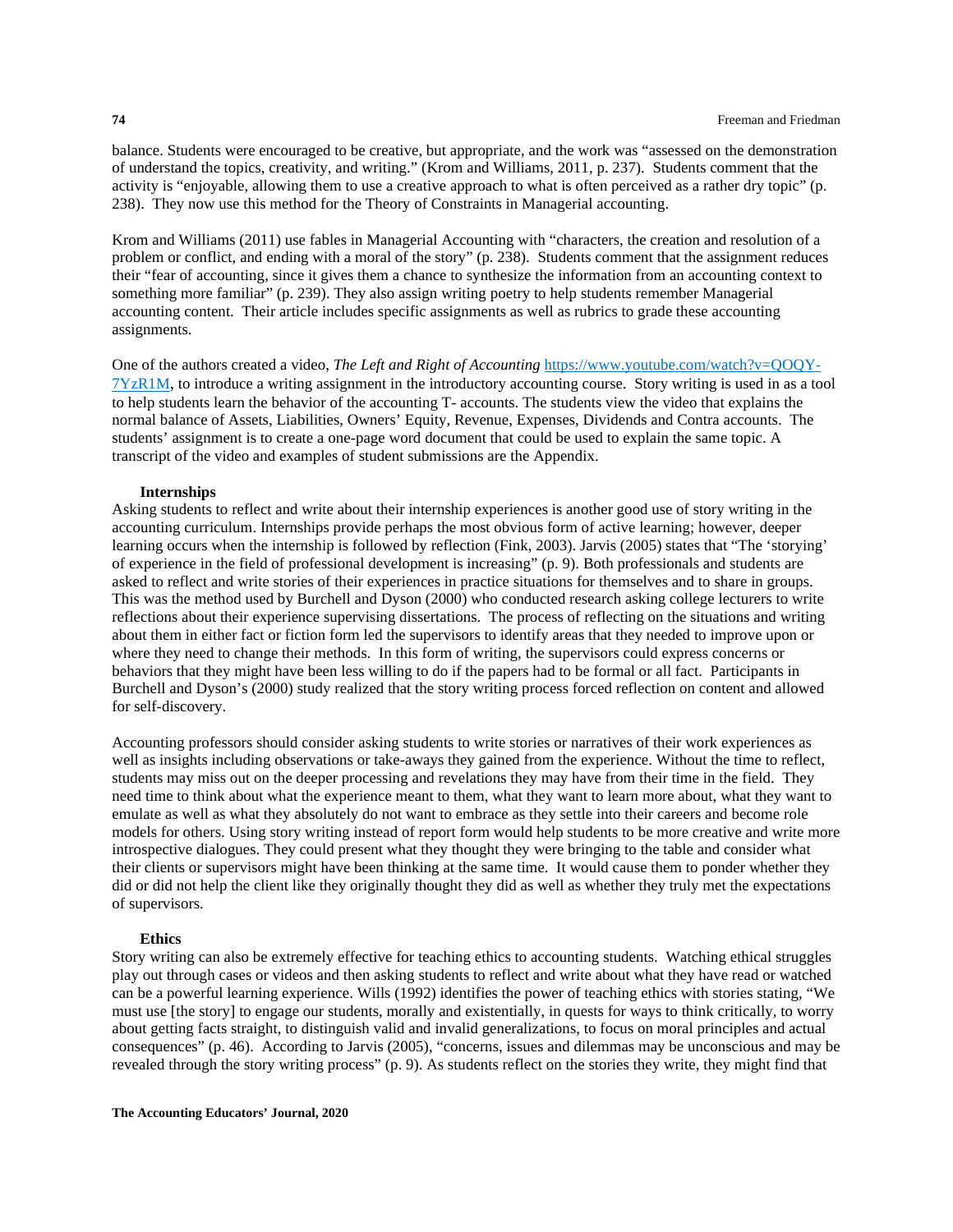balance. Students were encouraged to be creative, but appropriate, and the work was "assessed on the demonstration of understand the topics, creativity, and writing." (Krom and Williams, 2011, p. 237). Students comment that the activity is "enjoyable, allowing them to use a creative approach to what is often perceived as a rather dry topic" (p. 238). They now use this method for the Theory of Constraints in Managerial accounting.

Krom and Williams (2011) use fables in Managerial Accounting with "characters, the creation and resolution of a problem or conflict, and ending with a moral of the story" (p. 238). Students comment that the assignment reduces their "fear of accounting, since it gives them a chance to synthesize the information from an accounting context to something more familiar" (p. 239). They also assign writing poetry to help students remember Managerial accounting content. Their article includes specific assignments as well as rubrics to grade these accounting assignments.

One of the authors created a video, *The Left and Right of Accounting* https://www.youtube.com/watch?v=QOQY-7YzR1M, to introduce a writing assignment in the introductory accounting course. Story writing is used in as a tool to help students learn the behavior of the accounting T- accounts. The students view the video that explains the normal balance of Assets, Liabilities, Owners' Equity, Revenue, Expenses, Dividends and Contra accounts. The students' assignment is to create a one-page word document that could be used to explain the same topic. A transcript of the video and examples of student submissions are the Appendix.

### Internships

Asking students to reflect and write about their internship experiences is another good use of story writing in the accounting curriculum. Internships provide perhaps the most obvious form of active learning; however, deeper learning occurs when the internship is followed by reflection (Fink, 2003). Jarvis (2005) states that "The 'storying' of experience in the field of professional development is increasing" (p. 9). Both professionals and students are asked to reflect and write stories of their experiences in practice situations for themselves and to share in groups. This was the method used by Burchell and Dyson (2000) who conducted research asking college lecturers to write reflections about their experience supervising dissertations. The process of reflecting on the situations and writing about them in either fact or fiction form led the supervisors to identify areas that they needed to improve upon or where they need to change their methods. In this form of writing, the supervisors could express concerns or behaviors that they might have been less willing to do if the papers had to be formal or all fact. Participants in Burchell and Dyson's (2000) study realized that the story writing process forced reflection on content and allowed for self-discovery.

Accounting professors should consider asking students to write stories or narratives of their work experiences as well as insights including observations or take-aways they gained from the experience. Without the time to reflect, students may miss out on the deeper processing and revelations they may have from their time in the field. They need time to think about what the experience meant to them, what they want to learn more about, what they want to emulate as well as what they absolutely do not want to embrace as they settle into their careers and become role models for others. Using story writing instead of report form would help students to be more creative and write more introspective dialogues. They could present what they thought they were bringing to the table and consider what their clients or supervisors might have been thinking at the same time. It would cause them to ponder whether they did or did not help the client like they originally thought they did as well as whether they truly met the expectations of supervisors.

### Ethics

Story writing can also be extremely effective for teaching ethics to accounting students. Watching ethical struggles play out through cases or videos and then asking students to reflect and write about what they have read or watched can be a powerful learning experience. Wills (1992) identifies the power of teaching ethics with stories stating, "We must use [the story] to engage our students, morally and existentially, in quests for ways to think critically, to worry about getting facts straight, to distinguish valid and invalid generalizations, to focus on moral principles and actual consequences" (p. 46). According to Jarvis (2005), "concerns, issues and dilemmas may be unconscious and may be revealed through the story writing process" (p. 9). As students reflect on the stories they write, they might find that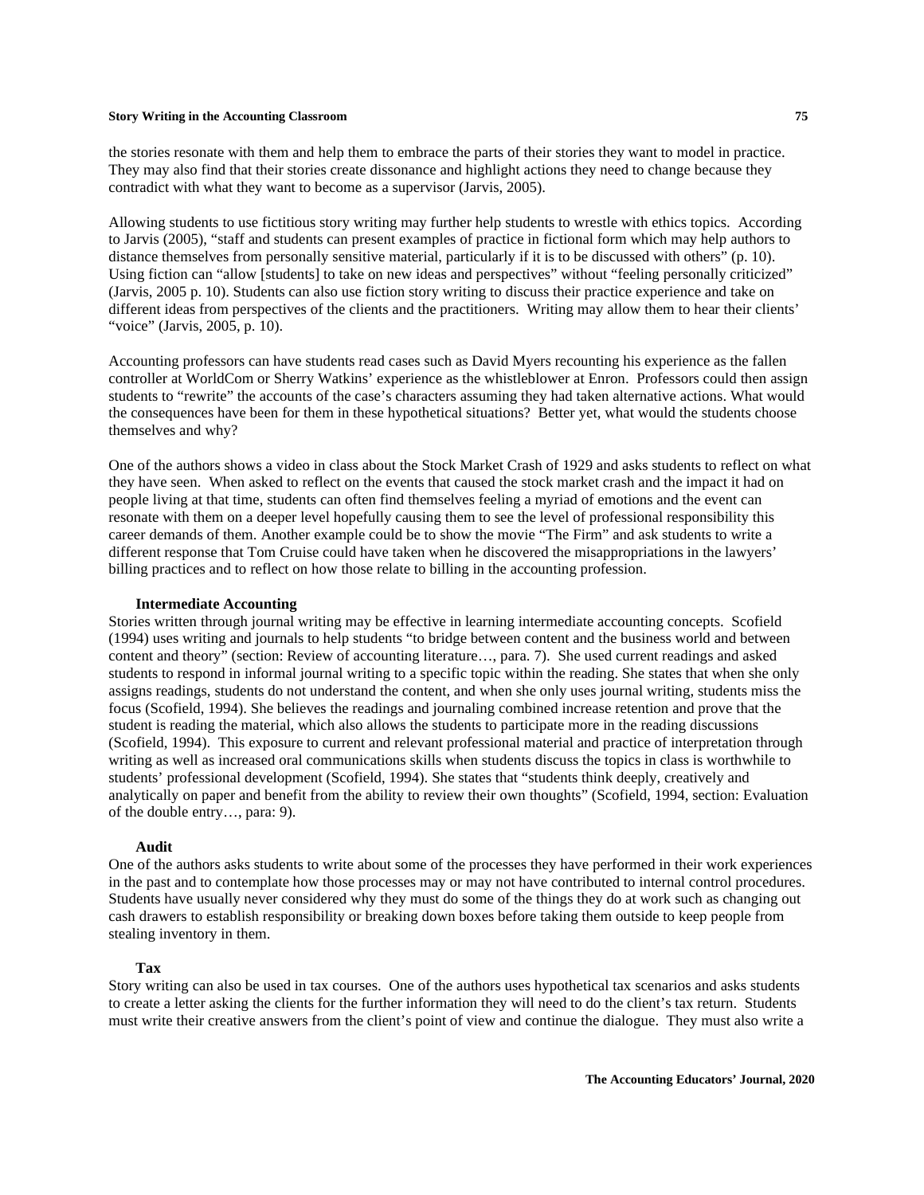the stories resonate with them and help them to embrace the parts of their stories they want to model in practice. They may also find that their stories create dissonance and highlight actions they need to change because they contradict with what they want to become as a supervisor (Jarvis, 2005).

Allowing students to use fictitious story writing may further help students to wrestle with ethics topics. According to Jarvis (2005), "staff and students can present examples of practice in fictional form which may help authors to distance themselves from personally sensitive material, particularly if it is to be discussed with others" (p. 10). Using fiction can "allow [students] to take on new ideas and perspectives" without "feeling personally criticized" (Jarvis, 2005 p. 10). Students can also use fiction story writing to discuss their practice experience and take on different ideas from perspectives of the clients and the practitioners. Writing may allow them to hear their clients' "voice" (Jarvis, 2005, p. 10).

Accounting professors can have students read cases such as David Myers recounting his experience as the fallen controller at WorldCom or Sherry Watkins' experience as the whistleblower at Enron. Professors could then assign students to "rewrite" the accounts of the case's characters assuming they had taken alternative actions. What would the consequences have been for them in these hypothetical situations? Better yet, what would the students choose themselves and why?

One of the authors shows a video in class about the Stock Market Crash of 1929 and asks students to reflect on what they have seen. When asked to reflect on the events that caused the stock market crash and the impact it had on people living at that time, students can often find themselves feeling a myriad of emotions and the event can resonate with them on a deeper level hopefully causing them to see the level of professional responsibility this career demands of them. Another example could be to show the movie "The Firm" and ask students to write a different response that Tom Cruise could have taken when he discovered the misappropriations in the lawyers' billing practices and to reflect on how those relate to billing in the accounting profession.

### Intermediate Accounting

Stories written through journal writing may be effective in learning intermediate accounting concepts. Scofield (1994) uses writing and journals to help students "to bridge between content and the business world and between content and theory" (section: Review of accounting literature…, para. 7). She used current readings and asked students to respond in informal journal writing to a specific topic within the reading. She states that when she only assigns readings, students do not understand the content, and when she only uses journal writing, students miss the focus (Scofield, 1994). She believes the readings and journaling combined increase retention and prove that the student is reading the material, which also allows the students to participate more in the reading discussions (Scofield, 1994). This exposure to current and relevant professional material and practice of interpretation through writing as well as increased oral communications skills when students discuss the topics in class is worthwhile to students' professional development (Scofield, 1994). She states that "students think deeply, creatively and analytically on paper and benefit from the ability to review their own thoughts" (Scofield, 1994, section: Evaluation of the double entry…, para: 9).

### Audit

One of the authors asks students to write about some of the processes they have performed in their work experiences in the past and to contemplate how those processes may or may not have contributed to internal control procedures. Students have usually never considered why they must do some of the things they do at work such as changing out cash drawers to establish responsibility or breaking down boxes before taking them outside to keep people from stealing inventory in them.

### Tax

Story writing can also be used in tax courses. One of the authors uses hypothetical tax scenarios and asks students to create a letter asking the clients for the further information they will need to do the client's tax return. Students must write their creative answers from the client's point of view and continue the dialogue. They must also write a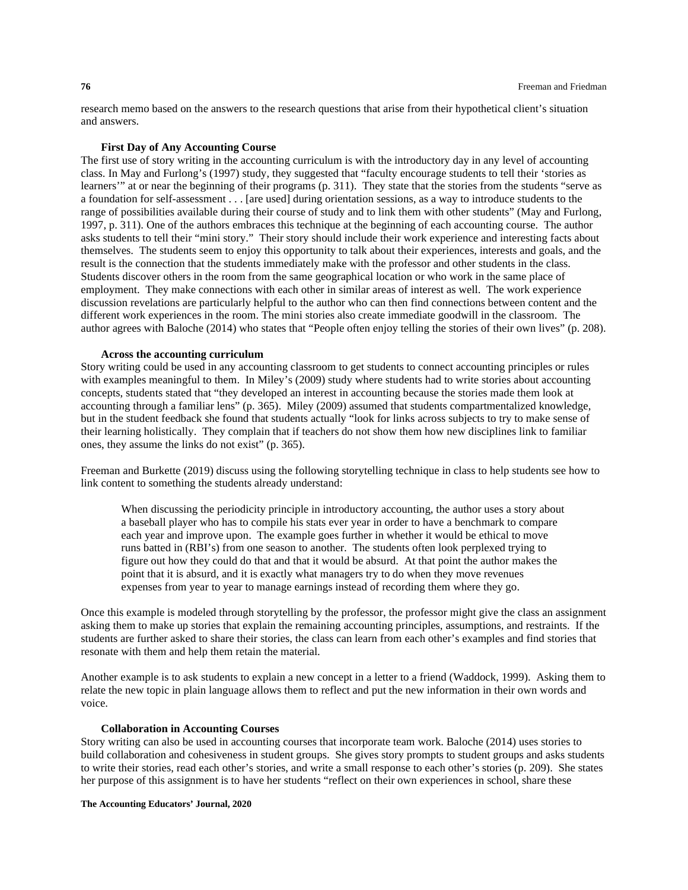research memo based on the answers to the research questions that arise from their hypothetical client's situation and answers.

### First Day of Any Accounting Course

The first use of story writing in the accounting curriculum is with the introductory day in any level of accounting class. In May and Furlong's (1997) study, they suggested that "faculty encourage students to tell their 'stories as learners'" at or near the beginning of their programs (p. 311). They state that the stories from the students "serve as a foundation for self-assessment . . . [are used] during orientation sessions, as a way to introduce students to the range of possibilities available during their course of study and to link them with other students" (May and Furlong, 1997, p. 311). One of the authors embraces this technique at the beginning of each accounting course. The author asks students to tell their "mini story." Their story should include their work experience and interesting facts about themselves. The students seem to enjoy this opportunity to talk about their experiences, interests and goals, and the result is the connection that the students immediately make with the professor and other students in the class. Students discover others in the room from the same geographical location or who work in the same place of employment. They make connections with each other in similar areas of interest as well. The work experience discussion revelations are particularly helpful to the author who can then find connections between content and the different work experiences in the room. The mini stories also create immediate goodwill in the classroom. The author agrees with Baloche (2014) who states that "People often enjoy telling the stories of their own lives" (p. 208).

### Across the accounting curriculum

Story writing could be used in any accounting classroom to get students to connect accounting principles or rules with examples meaningful to them. In Miley's (2009) study where students had to write stories about accounting concepts, students stated that "they developed an interest in accounting because the stories made them look at accounting through a familiar lens" (p. 365). Miley (2009) assumed that students compartmentalized knowledge, but in the student feedback she found that students actually "look for links across subjects to try to make sense of their learning holistically. They complain that if teachers do not show them how new disciplines link to familiar ones, they assume the links do not exist" (p. 365).

Freeman and Burkette (2019) discuss using the following storytelling technique in class to help students see how to link content to something the students already understand:

> When discussing the periodicity principle in introductory accounting, the author uses a story about a baseball player who has to compile his stats ever year in order to have a benchmark to compare each year and improve upon. The example goes further in whether it would be ethical to move runs batted in (RBI's) from one season to another. The students often look perplexed trying to figure out how they could do that and that it would be absurd. At that point the author makes the point that it is absurd, and it is exactly what managers try to do when they move revenues expenses from year to year to manage earnings instead of recording them where they go.

Once this example is modeled through storytelling by the professor, the professor might give the class an assignment asking them to make up stories that explain the remaining accounting principles, assumptions, and restraints. If the students are further asked to share their stories, the class can learn from each other's examples and find stories that resonate with them and help them retain the material.

Another example is to ask students to explain a new concept in a letter to a friend (Waddock, 1999). Asking them to relate the new topic in plain language allows them to reflect and put the new information in their own words and voice.

### Collaboration in Accounting Courses

Story writing can also be used in accounting courses that incorporate team work. Baloche (2014) uses stories to build collaboration and cohesiveness in student groups. She gives story prompts to student groups and asks students to write their stories, read each other's stories, and write a small response to each other's stories (p. 209). She states her purpose of this assignment is to have her students "reflect on their own experiences in school, share these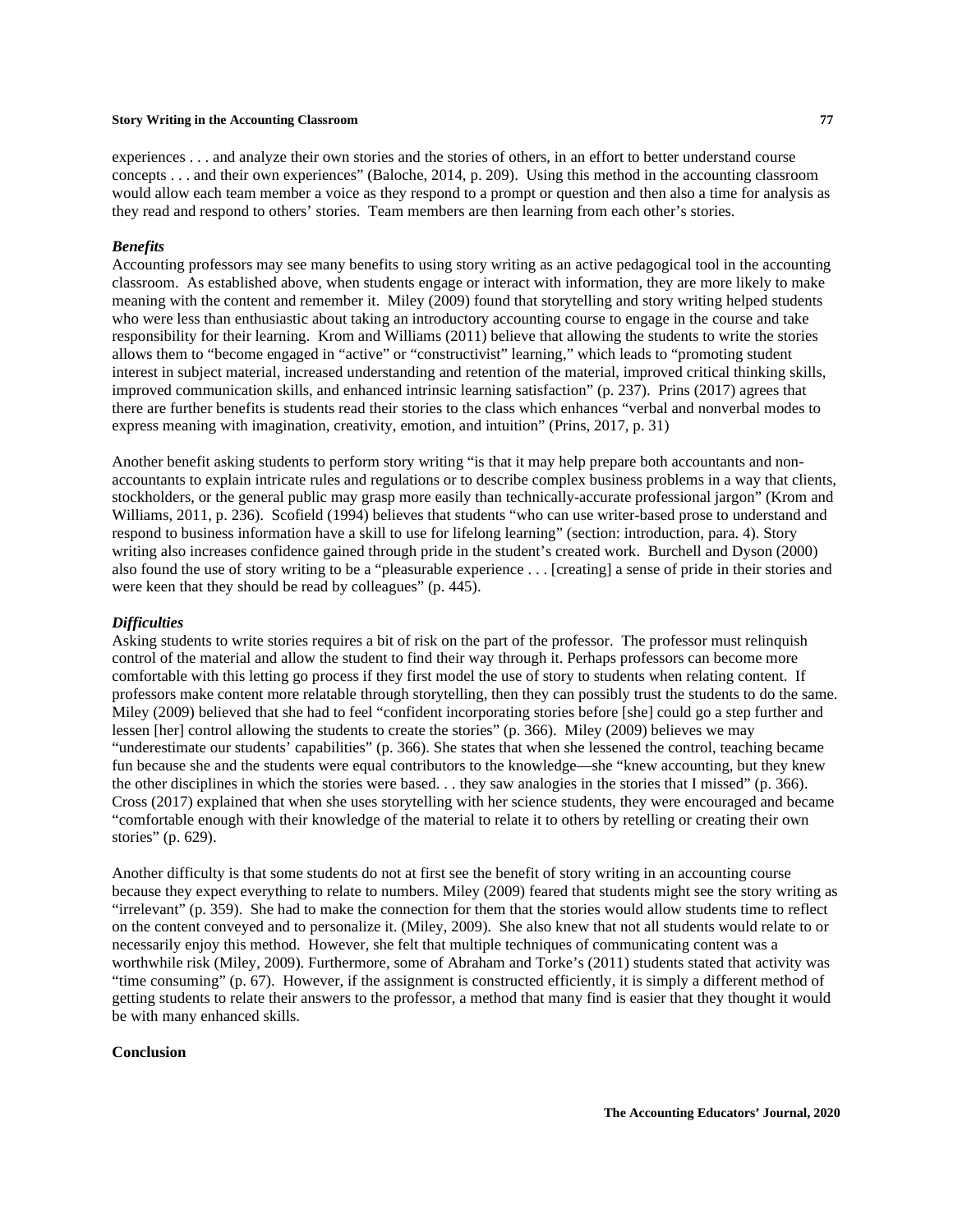experiences . . . and analyze their own stories and the stories of others, in an effort to better understand course concepts . . . and their own experiences" (Baloche, 2014, p. 209). Using this method in the accounting classroom would allow each team member a voice as they respond to a prompt or question and then also a time for analysis as they read and respond to others' stories. Team members are then learning from each other's stories.

### *Benefits*

Accounting professors may see many benefits to using story writing as an active pedagogical tool in the accounting classroom. As established above, when students engage or interact with information, they are more likely to make meaning with the content and remember it. Miley (2009) found that storytelling and story writing helped students who were less than enthusiastic about taking an introductory accounting course to engage in the course and take responsibility for their learning. Krom and Williams (2011) believe that allowing the students to write the stories allows them to "become engaged in "active" or "constructivist" learning," which leads to "promoting student interest in subject material, increased understanding and retention of the material, improved critical thinking skills, improved communication skills, and enhanced intrinsic learning satisfaction" (p. 237). Prins (2017) agrees that there are further benefits is students read their stories to the class which enhances "verbal and nonverbal modes to express meaning with imagination, creativity, emotion, and intuition" (Prins, 2017, p. 31)

Another benefit asking students to perform story writing "is that it may help prepare both accountants and non-accountants to explain intricate rules and regulations or to describe complex business problems in a way that clients, stockholders, or the general public may grasp more easily than technically-accurate professional jargon" (Krom and Williams, 2011, p. 236). Scofield (1994) believes that students "who can use writer-based prose to understand and respond to business information have a skill to use for lifelong learning" (section: introduction, para. 4). Story writing also increases confidence gained through pride in the student's created work. Burchell and Dyson (2000) also found the use of story writing to be a "pleasurable experience . . . [creating] a sense of pride in their stories and were keen that they should be read by colleagues" (p. 445).

### *Difficulties*

Asking students to write stories requires a bit of risk on the part of the professor. The professor must relinquish control of the material and allow the student to find their way through it. Perhaps professors can become more comfortable with this letting go process if they first model the use of story to students when relating content. If professors make content more relatable through storytelling, then they can possibly trust the students to do the same. Miley (2009) believed that she had to feel "confident incorporating stories before [she] could go a step further and lessen [her] control allowing the students to create the stories" (p. 366). Miley (2009) believes we may "underestimate our students' capabilities" (p. 366). She states that when she lessened the control, teaching became fun because she and the students were equal contributors to the knowledge—she "knew accounting, but they knew the other disciplines in which the stories were based. . . they saw analogies in the stories that I missed" (p. 366). Cross (2017) explained that when she uses storytelling with her science students, they were encouraged and became "comfortable enough with their knowledge of the material to relate it to others by retelling or creating their own stories" (p. 629).

Another difficulty is that some students do not at first see the benefit of story writing in an accounting course because they expect everything to relate to numbers. Miley (2009) feared that students might see the story writing as "irrelevant" (p. 359). She had to make the connection for them that the stories would allow students time to reflect on the content conveyed and to personalize it. (Miley, 2009). She also knew that not all students would relate to or necessarily enjoy this method. However, she felt that multiple techniques of communicating content was a worthwhile risk (Miley, 2009). Furthermore, some of Abraham and Torke's (2011) students stated that activity was "time consuming" (p. 67). However, if the assignment is constructed efficiently, it is simply a different method of getting students to relate their answers to the professor, a method that many find is easier that they thought it would be with many enhanced skills.

## Conclusion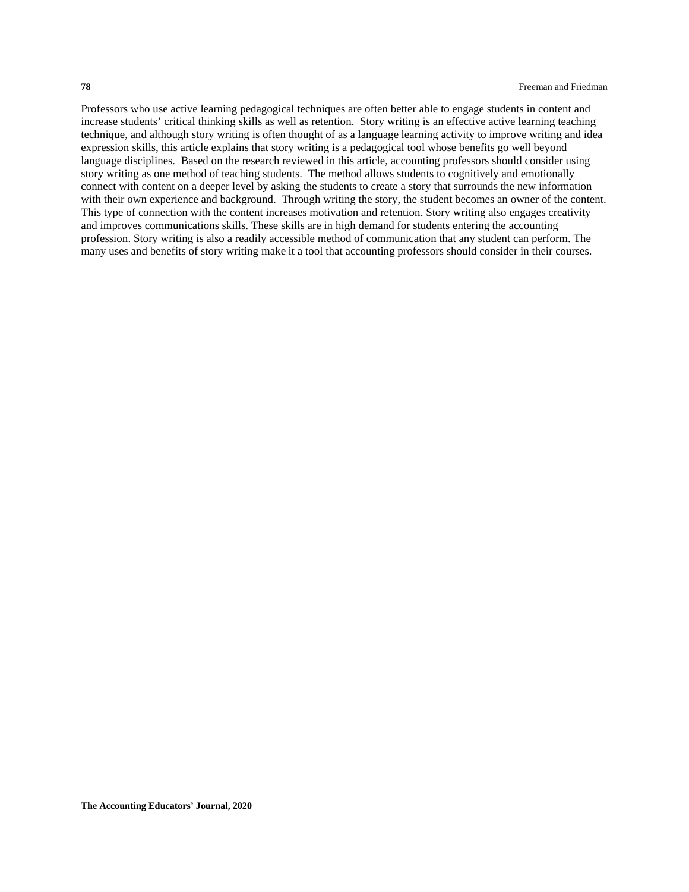Professors who use active learning pedagogical techniques are often better able to engage students in content and increase students' critical thinking skills as well as retention. Story writing is an effective active learning teaching technique, and although story writing is often thought of as a language learning activity to improve writing and idea expression skills, this article explains that story writing is a pedagogical tool whose benefits go well beyond language disciplines. Based on the research reviewed in this article, accounting professors should consider using story writing as one method of teaching students. The method allows students to cognitively and emotionally connect with content on a deeper level by asking the students to create a story that surrounds the new information with their own experience and background. Through writing the story, the student becomes an owner of the content. This type of connection with the content increases motivation and retention. Story writing also engages creativity and improves communications skills. These skills are in high demand for students entering the accounting profession. Story writing is also a readily accessible method of communication that any student can perform. The many uses and benefits of story writing make it a tool that accounting professors should consider in their courses.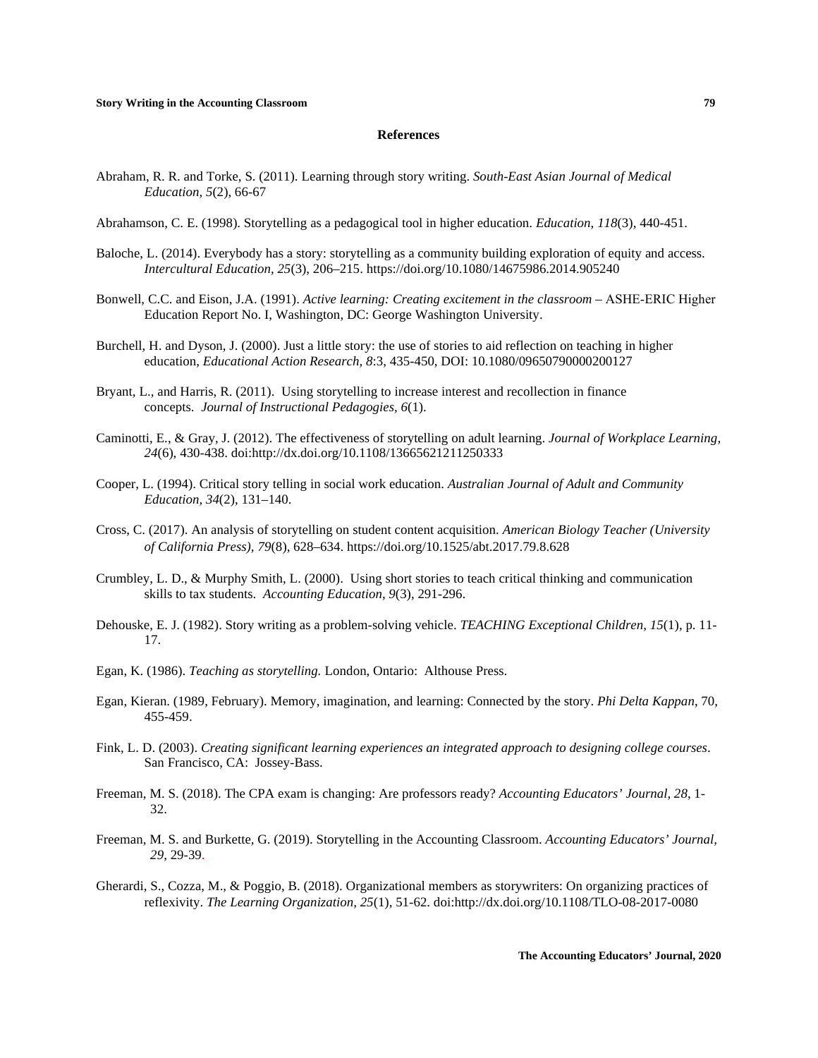## References

Abraham, R. R. and Torke, S. (2011). Learning through story writing. *South-East Asian Journal of Medical Education, 5*(2), 66-67

Abrahamson, C. E. (1998). Storytelling as a pedagogical tool in higher education. *Education, 118*(3), 440-451.

Baloche, L. (2014). Everybody has a story: storytelling as a community building exploration of equity and access. *Intercultural Education*, *25*(3), 206–215. https://doi.org/10.1080/14675986.2014.905240

Bonwell, C.C. and Eison, J.A. (1991). *Active learning: Creating excitement in the classroom* – ASHE-ERIC Higher Education Report No. I, Washington, DC: George Washington University.

Burchell, H. and Dyson, J. (2000). Just a little story: the use of stories to aid reflection on teaching in higher education, *Educational Action Research, 8*:3, 435-450, DOI: 10.1080/09650790000200127

Bryant, L., and Harris, R. (2011). Using storytelling to increase interest and recollection in finance concepts. *Journal of Instructional Pedagogies, 6*(1).

Caminotti, E., & Gray, J. (2012). The effectiveness of storytelling on adult learning. *Journal of Workplace Learning, 24*(6), 430-438. doi:http://dx.doi.org/10.1108/13665621211250333

Cooper, L. (1994). Critical story telling in social work education. *Australian Journal of Adult and Community Education*, *34*(2), 131–140.

Cross, C. (2017). An analysis of storytelling on student content acquisition. *American Biology Teacher (University of California Press)*, *79*(8), 628–634. https://doi.org/10.1525/abt.2017.79.8.628

Crumbley, L. D., & Murphy Smith, L. (2000). Using short stories to teach critical thinking and communication skills to tax students. *Accounting Education, 9*(3), 291-296.

Dehouske, E. J. (1982). Story writing as a problem-solving vehicle. *TEACHING Exceptional Children, 15*(1), p. 11-17.

Egan, K. (1986). *Teaching as storytelling.* London, Ontario: Althouse Press.

Egan, Kieran. (1989, February). Memory, imagination, and learning: Connected by the story. *Phi Delta Kappan*, 70, 455-459.

Fink, L. D. (2003). *Creating significant learning experiences an integrated approach to designing college courses*. San Francisco, CA: Jossey-Bass.

Freeman, M. S. (2018). The CPA exam is changing: Are professors ready? *Accounting Educators' Journal, 28*, 1-32.

Freeman, M. S. and Burkette, G. (2019). Storytelling in the Accounting Classroom. *Accounting Educators' Journal, 29*, 29-39.

Gherardi, S., Cozza, M., & Poggio, B. (2018). Organizational members as storywriters: On organizing practices of reflexivity. *The Learning Organization*, *25*(1), 51-62. doi:http://dx.doi.org/10.1108/TLO-08-2017-0080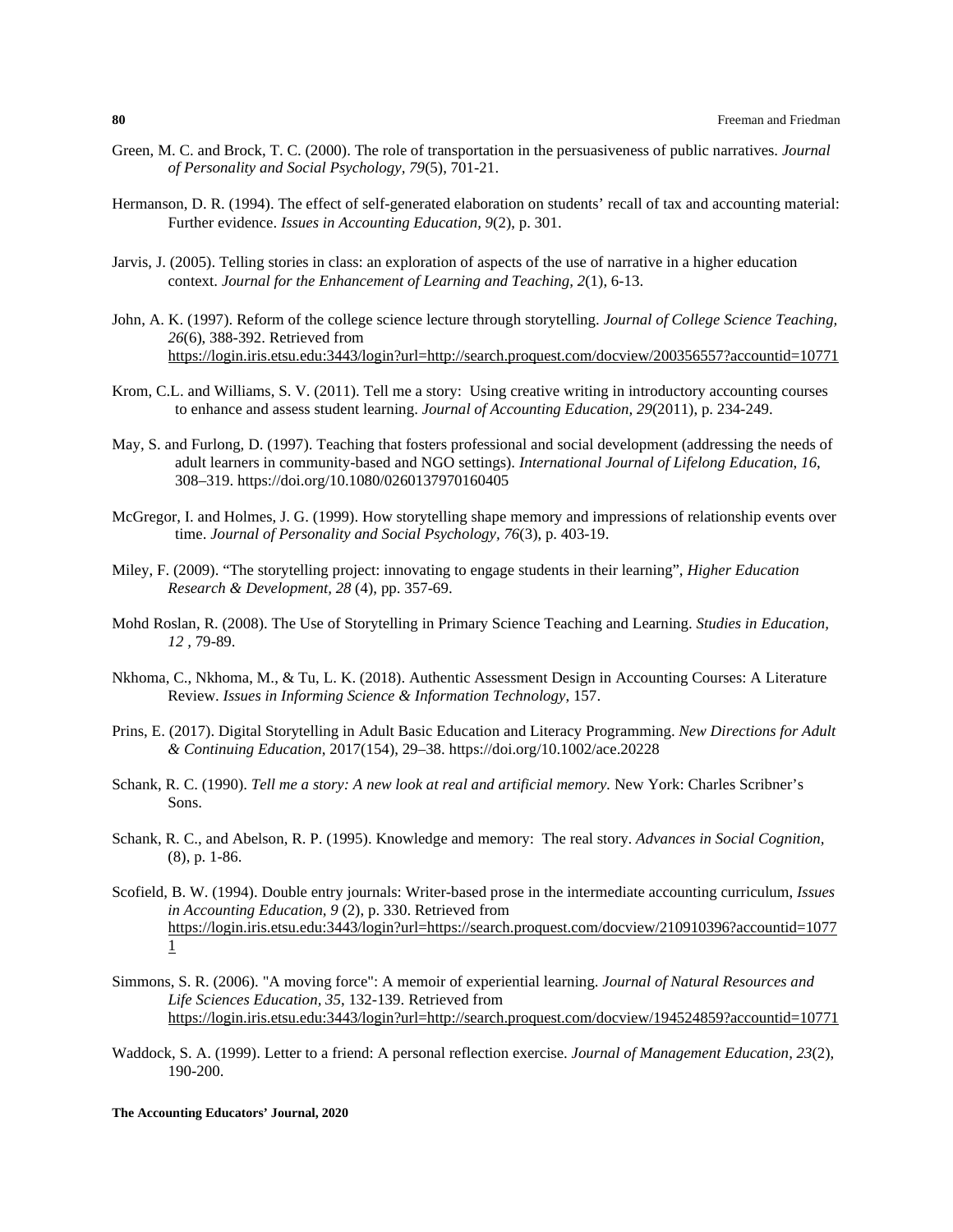Green, M. C. and Brock, T. C. (2000). The role of transportation in the persuasiveness of public narratives. *Journal of Personality and Social Psychology, 79*(5), 701-21.

Hermanson, D. R. (1994). The effect of self-generated elaboration on students' recall of tax and accounting material: Further evidence. *Issues in Accounting Education, 9*(2), p. 301.

Jarvis, J. (2005). Telling stories in class: an exploration of aspects of the use of narrative in a higher education context. *Journal for the Enhancement of Learning and Teaching, 2*(1), 6-13.

John, A. K. (1997). Reform of the college science lecture through storytelling. *Journal of College Science Teaching, 26*(6), 388-392. Retrieved from https://login.iris.etsu.edu:3443/login?url=http://search.proquest.com/docview/200356557?accountid=10771

Krom, C.L. and Williams, S. V. (2011). Tell me a story: Using creative writing in introductory accounting courses to enhance and assess student learning. *Journal of Accounting Education, 29*(2011), p. 234-249.

May, S. and Furlong, D. (1997). Teaching that fosters professional and social development (addressing the needs of adult learners in community-based and NGO settings). *International Journal of Lifelong Education, 16*, 308–319. https://doi.org/10.1080/0260137970160405

McGregor, I. and Holmes, J. G. (1999). How storytelling shape memory and impressions of relationship events over time. *Journal of Personality and Social Psychology, 76*(3), p. 403-19.

Miley, F. (2009). "The storytelling project: innovating to engage students in their learning", *Higher Education Research & Development, 28* (4), pp. 357-69.

Mohd Roslan, R. (2008). The Use of Storytelling in Primary Science Teaching and Learning. *Studies in Education, 12* , 79-89.

Nkhoma, C., Nkhoma, M., & Tu, L. K. (2018). Authentic Assessment Design in Accounting Courses: A Literature Review. *Issues in Informing Science & Information Technology*, 157.

Prins, E. (2017). Digital Storytelling in Adult Basic Education and Literacy Programming. *New Directions for Adult & Continuing Education*, 2017(154), 29–38. https://doi.org/10.1002/ace.20228

Schank, R. C. (1990). *Tell me a story: A new look at real and artificial memory.* New York: Charles Scribner's Sons.

Schank, R. C., and Abelson, R. P. (1995). Knowledge and memory: The real story. *Advances in Social Cognition,* (8), p. 1-86.

Scofield, B. W. (1994). Double entry journals: Writer-based prose in the intermediate accounting curriculum, *Issues in Accounting Education, 9* (2), p. 330. Retrieved from https://login.iris.etsu.edu:3443/login?url=https://search.proquest.com/docview/210910396?accountid=10771

Simmons, S. R. (2006). "A moving force": A memoir of experiential learning. *Journal of Natural Resources and Life Sciences Education, 35*, 132-139. Retrieved from https://login.iris.etsu.edu:3443/login?url=http://search.proquest.com/docview/194524859?accountid=10771

Waddock, S. A. (1999). Letter to a friend: A personal reflection exercise. *Journal of Management Education, 23*(2), 190-200.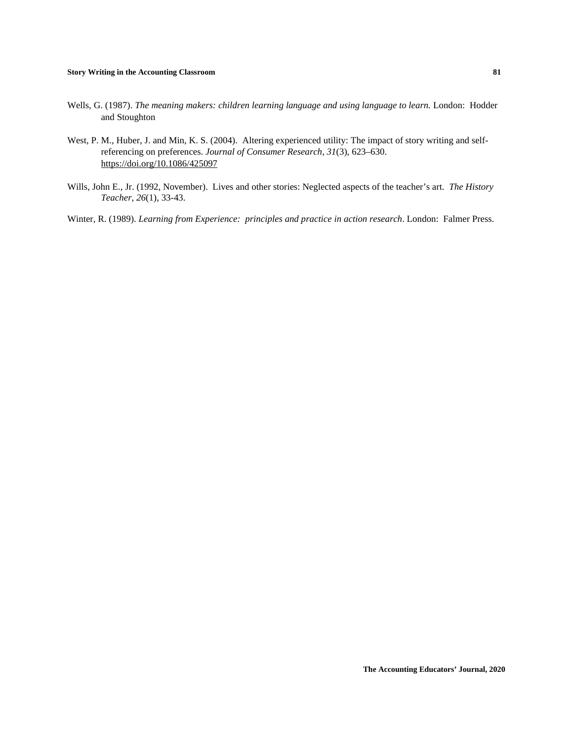Wells, G. (1987). *The meaning makers: children learning language and using language to learn.* London: Hodder and Stoughton

West, P. M., Huber, J. and Min, K. S. (2004). Altering experienced utility: The impact of story writing and self-referencing on preferences. *Journal of Consumer Research*, *31*(3), 623–630. https://doi.org/10.1086/425097

Wills, John E., Jr. (1992, November). Lives and other stories: Neglected aspects of the teacher's art. *The History Teacher, 26*(1), 33-43.

Winter, R. (1989). *Learning from Experience: principles and practice in action research*. London: Falmer Press.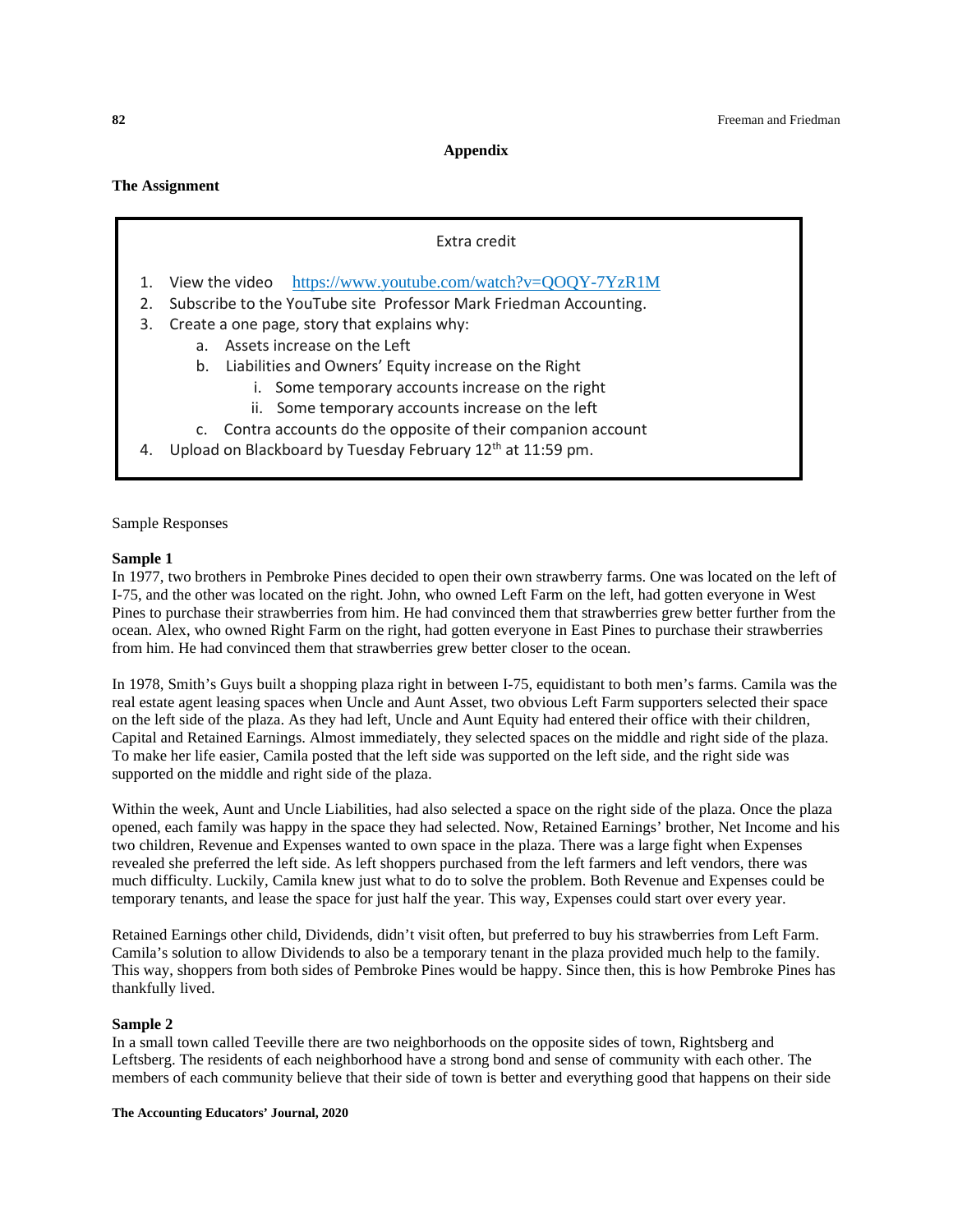## Appendix

**The Assignment**

Extra credit

1. View the video https://www.youtube.com/watch?v=QOQY-7YzR1M
2. Subscribe to the YouTube site Professor Mark Friedman Accounting.
3. Create a one page, story that explains why:
   a. Assets increase on the Left
   b. Liabilities and Owners' Equity increase on the Right
      i. Some temporary accounts increase on the right
      ii. Some temporary accounts increase on the left
   c. Contra accounts do the opposite of their companion account
4. Upload on Blackboard by Tuesday February 12th at 11:59 pm.

Sample Responses

**Sample 1**

In 1977, two brothers in Pembroke Pines decided to open their own strawberry farms. One was located on the left of I-75, and the other was located on the right. John, who owned Left Farm on the left, had gotten everyone in West Pines to purchase their strawberries from him. He had convinced them that strawberries grew better further from the ocean. Alex, who owned Right Farm on the right, had gotten everyone in East Pines to purchase their strawberries from him. He had convinced them that strawberries grew better closer to the ocean.

In 1978, Smith's Guys built a shopping plaza right in between I-75, equidistant to both men's farms. Camila was the real estate agent leasing spaces when Uncle and Aunt Asset, two obvious Left Farm supporters selected their space on the left side of the plaza. As they had left, Uncle and Aunt Equity had entered their office with their children, Capital and Retained Earnings. Almost immediately, they selected spaces on the middle and right side of the plaza. To make her life easier, Camila posted that the left side was supported on the left side, and the right side was supported on the middle and right side of the plaza.

Within the week, Aunt and Uncle Liabilities, had also selected a space on the right side of the plaza. Once the plaza opened, each family was happy in the space they had selected. Now, Retained Earnings' brother, Net Income and his two children, Revenue and Expenses wanted to own space in the plaza. There was a large fight when Expenses revealed she preferred the left side. As left shoppers purchased from the left farmers and left vendors, there was much difficulty. Luckily, Camila knew just what to do to solve the problem. Both Revenue and Expenses could be temporary tenants, and lease the space for just half the year. This way, Expenses could start over every year.

Retained Earnings other child, Dividends, didn't visit often, but preferred to buy his strawberries from Left Farm. Camila's solution to allow Dividends to also be a temporary tenant in the plaza provided much help to the family. This way, shoppers from both sides of Pembroke Pines would be happy. Since then, this is how Pembroke Pines has thankfully lived.

**Sample 2**

In a small town called Teeville there are two neighborhoods on the opposite sides of town, Rightsberg and Leftsberg. The residents of each neighborhood have a strong bond and sense of community with each other. The members of each community believe that their side of town is better and everything good that happens on their side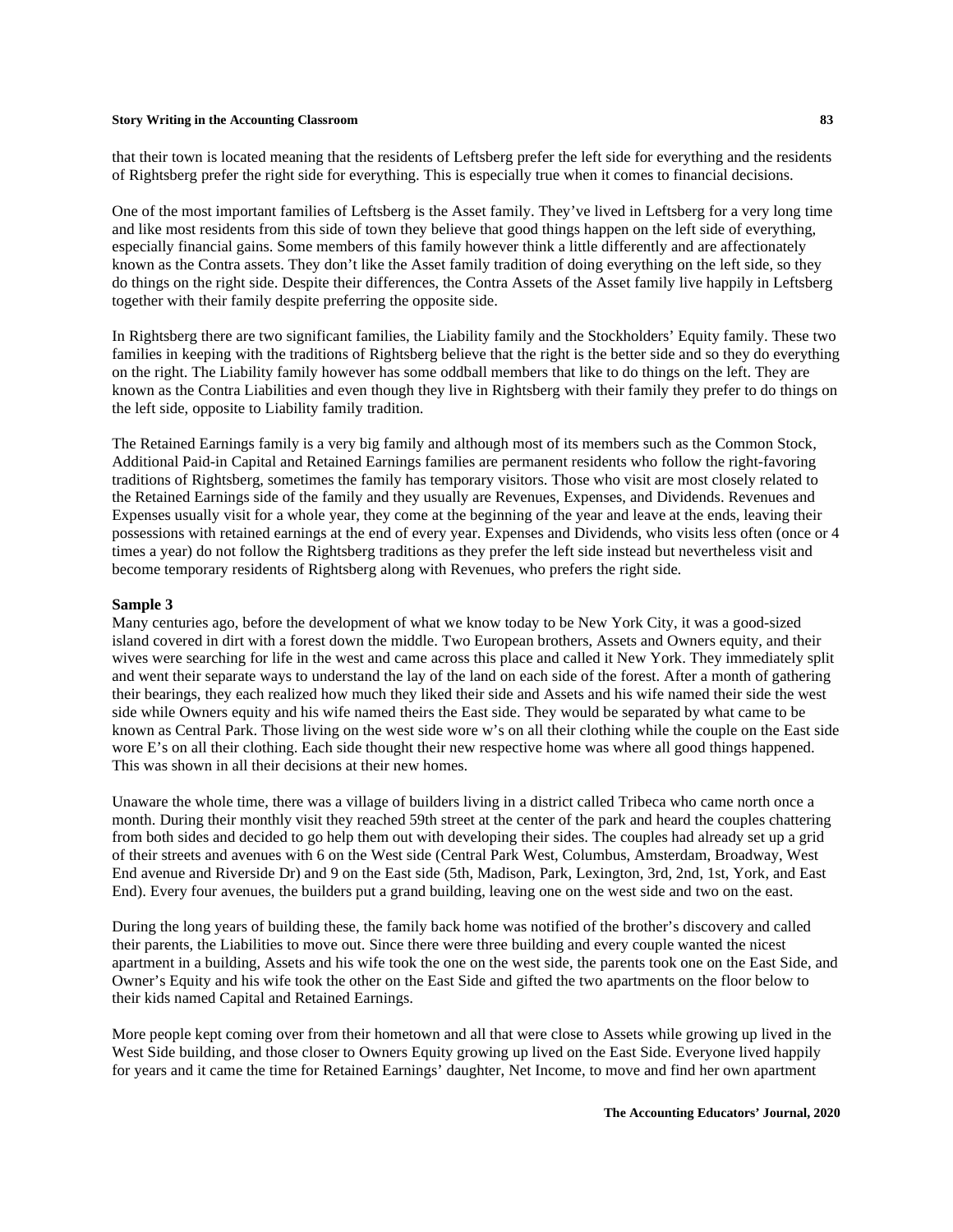that their town is located meaning that the residents of Leftsberg prefer the left side for everything and the residents of Rightsberg prefer the right side for everything. This is especially true when it comes to financial decisions.

One of the most important families of Leftsberg is the Asset family. They've lived in Leftsberg for a very long time and like most residents from this side of town they believe that good things happen on the left side of everything, especially financial gains. Some members of this family however think a little differently and are affectionately known as the Contra assets. They don't like the Asset family tradition of doing everything on the left side, so they do things on the right side. Despite their differences, the Contra Assets of the Asset family live happily in Leftsberg together with their family despite preferring the opposite side.

In Rightsberg there are two significant families, the Liability family and the Stockholders' Equity family. These two families in keeping with the traditions of Rightsberg believe that the right is the better side and so they do everything on the right. The Liability family however has some oddball members that like to do things on the left. They are known as the Contra Liabilities and even though they live in Rightsberg with their family they prefer to do things on the left side, opposite to Liability family tradition.

The Retained Earnings family is a very big family and although most of its members such as the Common Stock, Additional Paid-in Capital and Retained Earnings families are permanent residents who follow the right-favoring traditions of Rightsberg, sometimes the family has temporary visitors. Those who visit are most closely related to the Retained Earnings side of the family and they usually are Revenues, Expenses, and Dividends. Revenues and Expenses usually visit for a whole year, they come at the beginning of the year and leave at the ends, leaving their possessions with retained earnings at the end of every year. Expenses and Dividends, who visits less often (once or 4 times a year) do not follow the Rightsberg traditions as they prefer the left side instead but nevertheless visit and become temporary residents of Rightsberg along with Revenues, who prefers the right side.

**Sample 3**

Many centuries ago, before the development of what we know today to be New York City, it was a good-sized island covered in dirt with a forest down the middle. Two European brothers, Assets and Owners equity, and their wives were searching for life in the west and came across this place and called it New York. They immediately split and went their separate ways to understand the lay of the land on each side of the forest. After a month of gathering their bearings, they each realized how much they liked their side and Assets and his wife named their side the west side while Owners equity and his wife named theirs the East side. They would be separated by what came to be known as Central Park. Those living on the west side wore w's on all their clothing while the couple on the East side wore E's on all their clothing. Each side thought their new respective home was where all good things happened. This was shown in all their decisions at their new homes.

Unaware the whole time, there was a village of builders living in a district called Tribeca who came north once a month. During their monthly visit they reached 59th street at the center of the park and heard the couples chattering from both sides and decided to go help them out with developing their sides. The couples had already set up a grid of their streets and avenues with 6 on the West side (Central Park West, Columbus, Amsterdam, Broadway, West End avenue and Riverside Dr) and 9 on the East side (5th, Madison, Park, Lexington, 3rd, 2nd, 1st, York, and East End). Every four avenues, the builders put a grand building, leaving one on the west side and two on the east.

During the long years of building these, the family back home was notified of the brother's discovery and called their parents, the Liabilities to move out. Since there were three building and every couple wanted the nicest apartment in a building, Assets and his wife took the one on the west side, the parents took one on the East Side, and Owner's Equity and his wife took the other on the East Side and gifted the two apartments on the floor below to their kids named Capital and Retained Earnings.

More people kept coming over from their hometown and all that were close to Assets while growing up lived in the West Side building, and those closer to Owners Equity growing up lived on the East Side. Everyone lived happily for years and it came the time for Retained Earnings' daughter, Net Income, to move and find her own apartment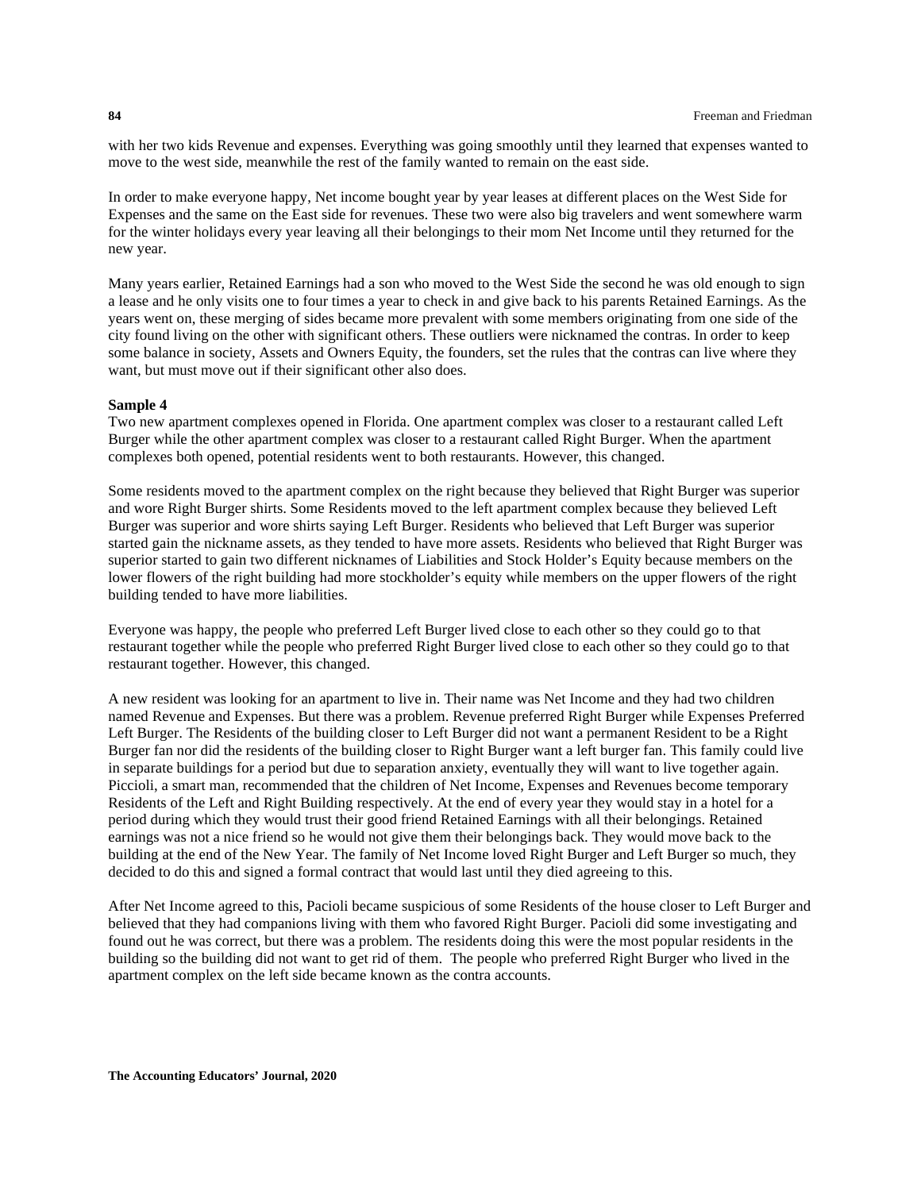with her two kids Revenue and expenses. Everything was going smoothly until they learned that expenses wanted to move to the west side, meanwhile the rest of the family wanted to remain on the east side.

In order to make everyone happy, Net income bought year by year leases at different places on the West Side for Expenses and the same on the East side for revenues. These two were also big travelers and went somewhere warm for the winter holidays every year leaving all their belongings to their mom Net Income until they returned for the new year.

Many years earlier, Retained Earnings had a son who moved to the West Side the second he was old enough to sign a lease and he only visits one to four times a year to check in and give back to his parents Retained Earnings. As the years went on, these merging of sides became more prevalent with some members originating from one side of the city found living on the other with significant others. These outliers were nicknamed the contras. In order to keep some balance in society, Assets and Owners Equity, the founders, set the rules that the contras can live where they want, but must move out if their significant other also does.

**Sample 4**

Two new apartment complexes opened in Florida. One apartment complex was closer to a restaurant called Left Burger while the other apartment complex was closer to a restaurant called Right Burger. When the apartment complexes both opened, potential residents went to both restaurants. However, this changed.

Some residents moved to the apartment complex on the right because they believed that Right Burger was superior and wore Right Burger shirts. Some Residents moved to the left apartment complex because they believed Left Burger was superior and wore shirts saying Left Burger. Residents who believed that Left Burger was superior started gain the nickname assets, as they tended to have more assets. Residents who believed that Right Burger was superior started to gain two different nicknames of Liabilities and Stock Holder's Equity because members on the lower flowers of the right building had more stockholder's equity while members on the upper flowers of the right building tended to have more liabilities.

Everyone was happy, the people who preferred Left Burger lived close to each other so they could go to that restaurant together while the people who preferred Right Burger lived close to each other so they could go to that restaurant together. However, this changed.

A new resident was looking for an apartment to live in. Their name was Net Income and they had two children named Revenue and Expenses. But there was a problem. Revenue preferred Right Burger while Expenses Preferred Left Burger. The Residents of the building closer to Left Burger did not want a permanent Resident to be a Right Burger fan nor did the residents of the building closer to Right Burger want a left burger fan. This family could live in separate buildings for a period but due to separation anxiety, eventually they will want to live together again. Piccioli, a smart man, recommended that the children of Net Income, Expenses and Revenues become temporary Residents of the Left and Right Building respectively. At the end of every year they would stay in a hotel for a period during which they would trust their good friend Retained Earnings with all their belongings. Retained earnings was not a nice friend so he would not give them their belongings back. They would move back to the building at the end of the New Year. The family of Net Income loved Right Burger and Left Burger so much, they decided to do this and signed a formal contract that would last until they died agreeing to this.

After Net Income agreed to this, Pacioli became suspicious of some Residents of the house closer to Left Burger and believed that they had companions living with them who favored Right Burger. Pacioli did some investigating and found out he was correct, but there was a problem. The residents doing this were the most popular residents in the building so the building did not want to get rid of them. The people who preferred Right Burger who lived in the apartment complex on the left side became known as the contra accounts.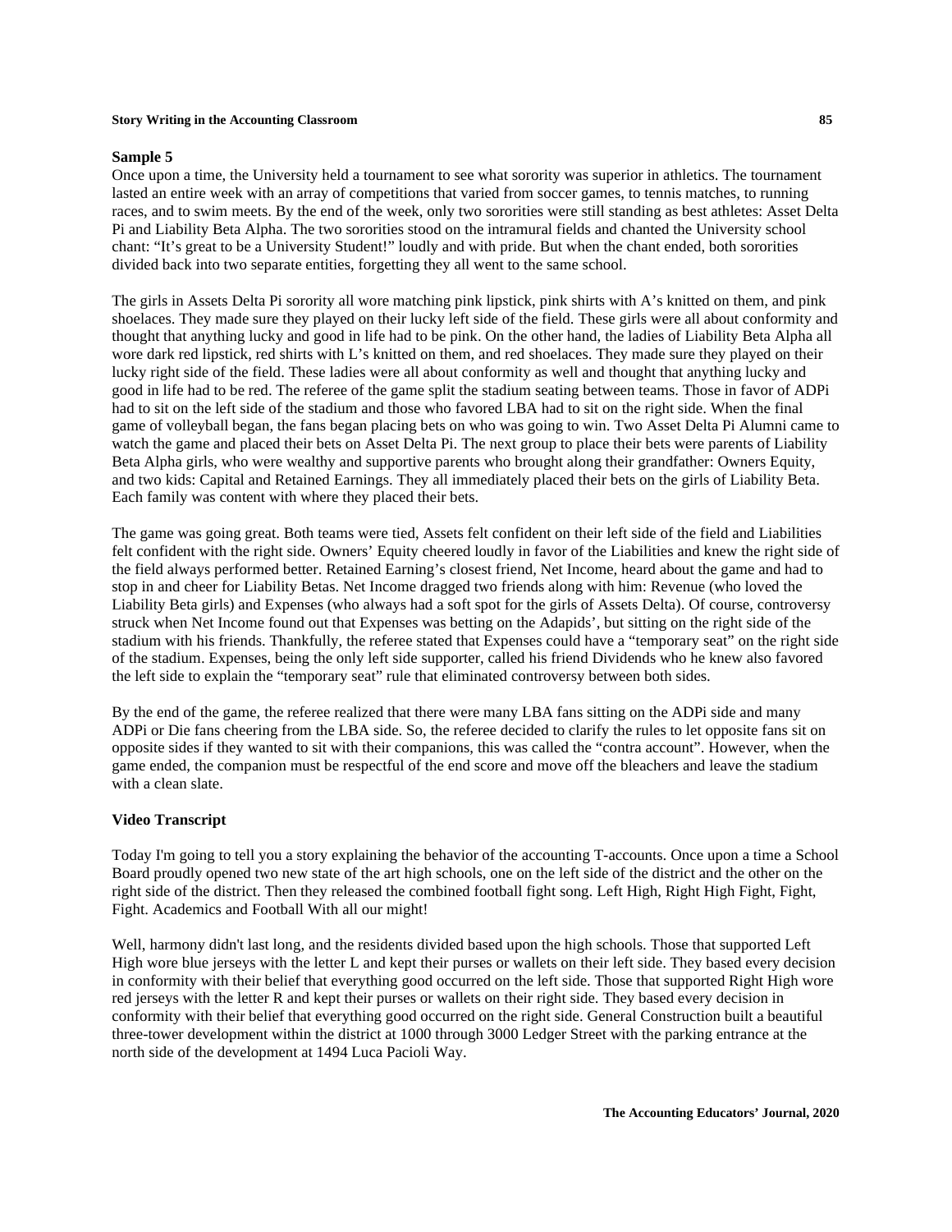**Sample 5**

Once upon a time, the University held a tournament to see what sorority was superior in athletics. The tournament lasted an entire week with an array of competitions that varied from soccer games, to tennis matches, to running races, and to swim meets. By the end of the week, only two sororities were still standing as best athletes: Asset Delta Pi and Liability Beta Alpha. The two sororities stood on the intramural fields and chanted the University school chant: "It's great to be a University Student!" loudly and with pride. But when the chant ended, both sororities divided back into two separate entities, forgetting they all went to the same school.

The girls in Assets Delta Pi sorority all wore matching pink lipstick, pink shirts with A's knitted on them, and pink shoelaces. They made sure they played on their lucky left side of the field. These girls were all about conformity and thought that anything lucky and good in life had to be pink. On the other hand, the ladies of Liability Beta Alpha all wore dark red lipstick, red shirts with L's knitted on them, and red shoelaces. They made sure they played on their lucky right side of the field. These ladies were all about conformity as well and thought that anything lucky and good in life had to be red. The referee of the game split the stadium seating between teams. Those in favor of ADPi had to sit on the left side of the stadium and those who favored LBA had to sit on the right side. When the final game of volleyball began, the fans began placing bets on who was going to win. Two Asset Delta Pi Alumni came to watch the game and placed their bets on Asset Delta Pi. The next group to place their bets were parents of Liability Beta Alpha girls, who were wealthy and supportive parents who brought along their grandfather: Owners Equity, and two kids: Capital and Retained Earnings. They all immediately placed their bets on the girls of Liability Beta. Each family was content with where they placed their bets.

The game was going great. Both teams were tied, Assets felt confident on their left side of the field and Liabilities felt confident with the right side. Owners' Equity cheered loudly in favor of the Liabilities and knew the right side of the field always performed better. Retained Earning's closest friend, Net Income, heard about the game and had to stop in and cheer for Liability Betas. Net Income dragged two friends along with him: Revenue (who loved the Liability Beta girls) and Expenses (who always had a soft spot for the girls of Assets Delta). Of course, controversy struck when Net Income found out that Expenses was betting on the Adapids', but sitting on the right side of the stadium with his friends. Thankfully, the referee stated that Expenses could have a "temporary seat" on the right side of the stadium. Expenses, being the only left side supporter, called his friend Dividends who he knew also favored the left side to explain the "temporary seat" rule that eliminated controversy between both sides.

By the end of the game, the referee realized that there were many LBA fans sitting on the ADPi side and many ADPi or Die fans cheering from the LBA side. So, the referee decided to clarify the rules to let opposite fans sit on opposite sides if they wanted to sit with their companions, this was called the "contra account". However, when the game ended, the companion must be respectful of the end score and move off the bleachers and leave the stadium with a clean slate.

**Video Transcript**

Today I'm going to tell you a story explaining the behavior of the accounting T-accounts. Once upon a time a School Board proudly opened two new state of the art high schools, one on the left side of the district and the other on the right side of the district. Then they released the combined football fight song. Left High, Right High Fight, Fight, Fight. Academics and Football With all our might!

Well, harmony didn't last long, and the residents divided based upon the high schools. Those that supported Left High wore blue jerseys with the letter L and kept their purses or wallets on their left side. They based every decision in conformity with their belief that everything good occurred on the left side. Those that supported Right High wore red jerseys with the letter R and kept their purses or wallets on their right side. They based every decision in conformity with their belief that everything good occurred on the right side. General Construction built a beautiful three-tower development within the district at 1000 through 3000 Ledger Street with the parking entrance at the north side of the development at 1494 Luca Pacioli Way.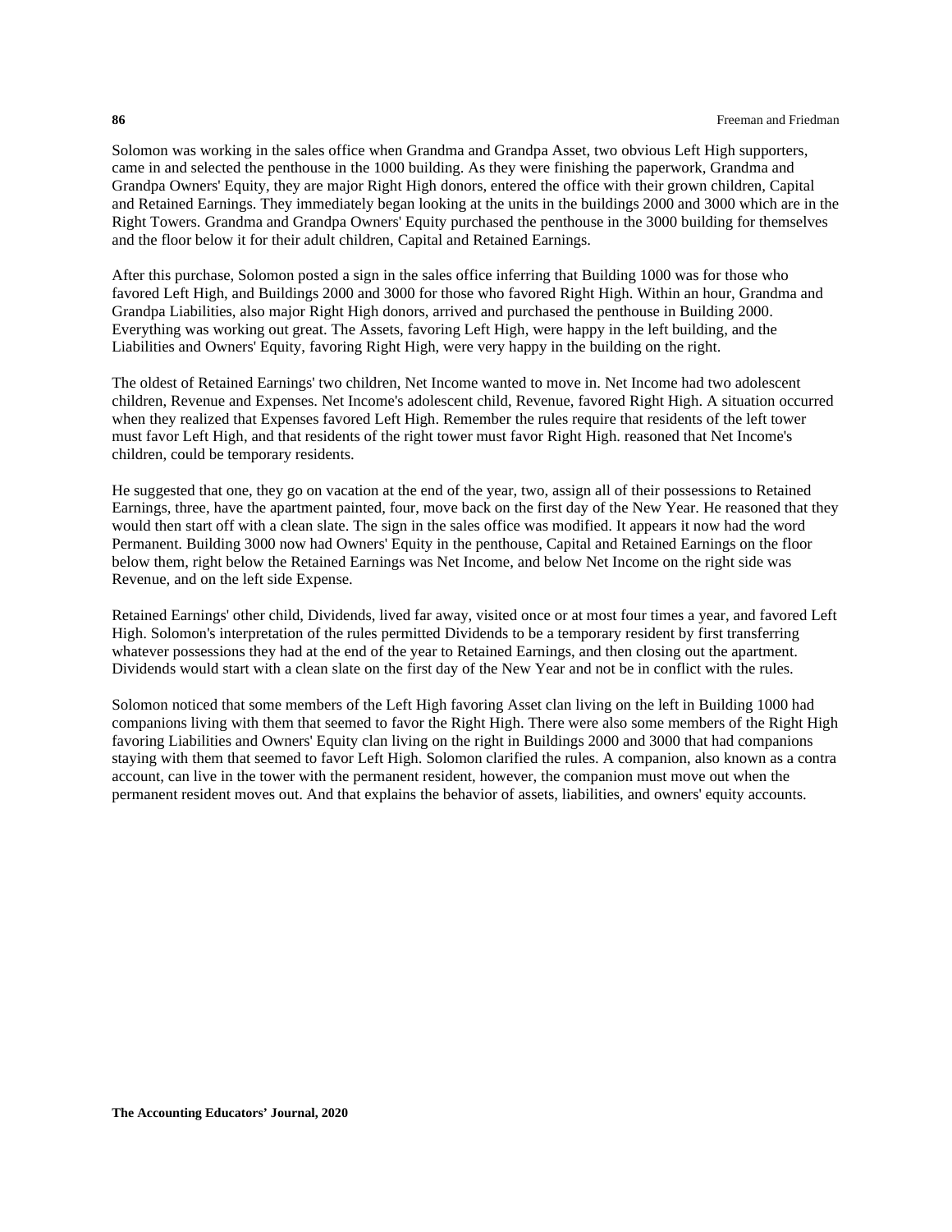Solomon was working in the sales office when Grandma and Grandpa Asset, two obvious Left High supporters, came in and selected the penthouse in the 1000 building. As they were finishing the paperwork, Grandma and Grandpa Owners' Equity, they are major Right High donors, entered the office with their grown children, Capital and Retained Earnings. They immediately began looking at the units in the buildings 2000 and 3000 which are in the Right Towers. Grandma and Grandpa Owners' Equity purchased the penthouse in the 3000 building for themselves and the floor below it for their adult children, Capital and Retained Earnings.

After this purchase, Solomon posted a sign in the sales office inferring that Building 1000 was for those who favored Left High, and Buildings 2000 and 3000 for those who favored Right High. Within an hour, Grandma and Grandpa Liabilities, also major Right High donors, arrived and purchased the penthouse in Building 2000. Everything was working out great. The Assets, favoring Left High, were happy in the left building, and the Liabilities and Owners' Equity, favoring Right High, were very happy in the building on the right.

The oldest of Retained Earnings' two children, Net Income wanted to move in. Net Income had two adolescent children, Revenue and Expenses. Net Income's adolescent child, Revenue, favored Right High. A situation occurred when they realized that Expenses favored Left High. Remember the rules require that residents of the left tower must favor Left High, and that residents of the right tower must favor Right High. reasoned that Net Income's children, could be temporary residents.

He suggested that one, they go on vacation at the end of the year, two, assign all of their possessions to Retained Earnings, three, have the apartment painted, four, move back on the first day of the New Year. He reasoned that they would then start off with a clean slate. The sign in the sales office was modified. It appears it now had the word Permanent. Building 3000 now had Owners' Equity in the penthouse, Capital and Retained Earnings on the floor below them, right below the Retained Earnings was Net Income, and below Net Income on the right side was Revenue, and on the left side Expense.

Retained Earnings' other child, Dividends, lived far away, visited once or at most four times a year, and favored Left High. Solomon's interpretation of the rules permitted Dividends to be a temporary resident by first transferring whatever possessions they had at the end of the year to Retained Earnings, and then closing out the apartment. Dividends would start with a clean slate on the first day of the New Year and not be in conflict with the rules.

Solomon noticed that some members of the Left High favoring Asset clan living on the left in Building 1000 had companions living with them that seemed to favor the Right High. There were also some members of the Right High favoring Liabilities and Owners' Equity clan living on the right in Buildings 2000 and 3000 that had companions staying with them that seemed to favor Left High. Solomon clarified the rules. A companion, also known as a contra account, can live in the tower with the permanent resident, however, the companion must move out when the permanent resident moves out. And that explains the behavior of assets, liabilities, and owners' equity accounts.